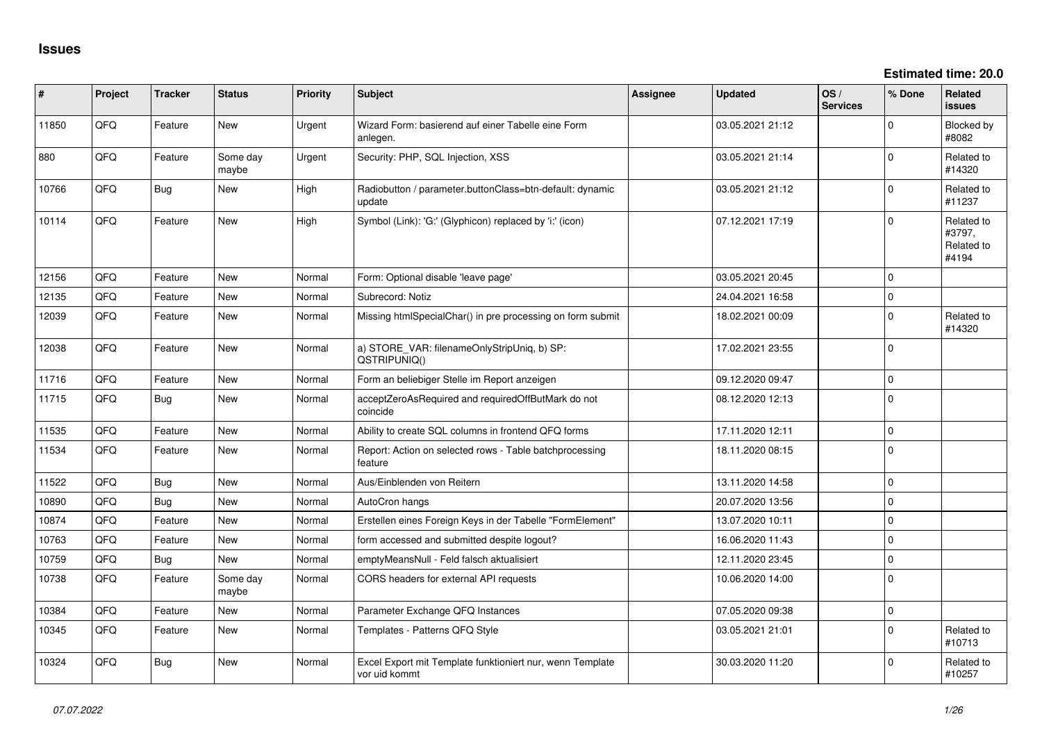# Issues

**Estimated time: 20.0**

| # | Project | Tracker | Status | Priority | Subject | Assignee | Updated | OS / Services | % Done | Related issues |
|---|---|---|---|---|---|---|---|---|---|---|
| 11850 | QFQ | Feature | New | Urgent | Wizard Form: basierend auf einer Tabelle eine Form anlegen. | | 03.05.2021 21:12 | | 0 | Blocked by #8082 |
| 880 | QFQ | Feature | Some day maybe | Urgent | Security: PHP, SQL Injection, XSS | | 03.05.2021 21:14 | | 0 | Related to #14320 |
| 10766 | QFQ | Bug | New | High | Radiobutton / parameter.buttonClass=btn-default: dynamic update | | 03.05.2021 21:12 | | 0 | Related to #11237 |
| 10114 | QFQ | Feature | New | High | Symbol (Link): 'G:' (Glyphicon) replaced by 'i:' (icon) | | 07.12.2021 17:19 | | 0 | Related to #3797, Related to #4194 |
| 12156 | QFQ | Feature | New | Normal | Form: Optional disable 'leave page' | | 03.05.2021 20:45 | | 0 | |
| 12135 | QFQ | Feature | New | Normal | Subrecord: Notiz | | 24.04.2021 16:58 | | 0 | |
| 12039 | QFQ | Feature | New | Normal | Missing htmlSpecialChar() in pre processing on form submit | | 18.02.2021 00:09 | | 0 | Related to #14320 |
| 12038 | QFQ | Feature | New | Normal | a) STORE_VAR: filenameOnlyStripUniq, b) SP: QSTRIPUNIQ() | | 17.02.2021 23:55 | | 0 | |
| 11716 | QFQ | Feature | New | Normal | Form an beliebiger Stelle im Report anzeigen | | 09.12.2020 09:47 | | 0 | |
| 11715 | QFQ | Bug | New | Normal | acceptZeroAsRequired and requiredOffButMark do not coincide | | 08.12.2020 12:13 | | 0 | |
| 11535 | QFQ | Feature | New | Normal | Ability to create SQL columns in frontend QFQ forms | | 17.11.2020 12:11 | | 0 | |
| 11534 | QFQ | Feature | New | Normal | Report: Action on selected rows - Table batchprocessing feature | | 18.11.2020 08:15 | | 0 | |
| 11522 | QFQ | Bug | New | Normal | Aus/Einblenden von Reitern | | 13.11.2020 14:58 | | 0 | |
| 10890 | QFQ | Bug | New | Normal | AutoCron hangs | | 20.07.2020 13:56 | | 0 | |
| 10874 | QFQ | Feature | New | Normal | Erstellen eines Foreign Keys in der Tabelle "FormElement" | | 13.07.2020 10:11 | | 0 | |
| 10763 | QFQ | Feature | New | Normal | form accessed and submitted despite logout? | | 16.06.2020 11:43 | | 0 | |
| 10759 | QFQ | Bug | New | Normal | emptyMeansNull - Feld falsch aktualisiert | | 12.11.2020 23:45 | | 0 | |
| 10738 | QFQ | Feature | Some day maybe | Normal | CORS headers for external API requests | | 10.06.2020 14:00 | | 0 | |
| 10384 | QFQ | Feature | New | Normal | Parameter Exchange QFQ Instances | | 07.05.2020 09:38 | | 0 | |
| 10345 | QFQ | Feature | New | Normal | Templates - Patterns QFQ Style | | 03.05.2021 21:01 | | 0 | Related to #10713 |
| 10324 | QFQ | Bug | New | Normal | Excel Export mit Template funktioniert nur, wenn Template vor uid kommt | | 30.03.2020 11:20 | | 0 | Related to #10257 |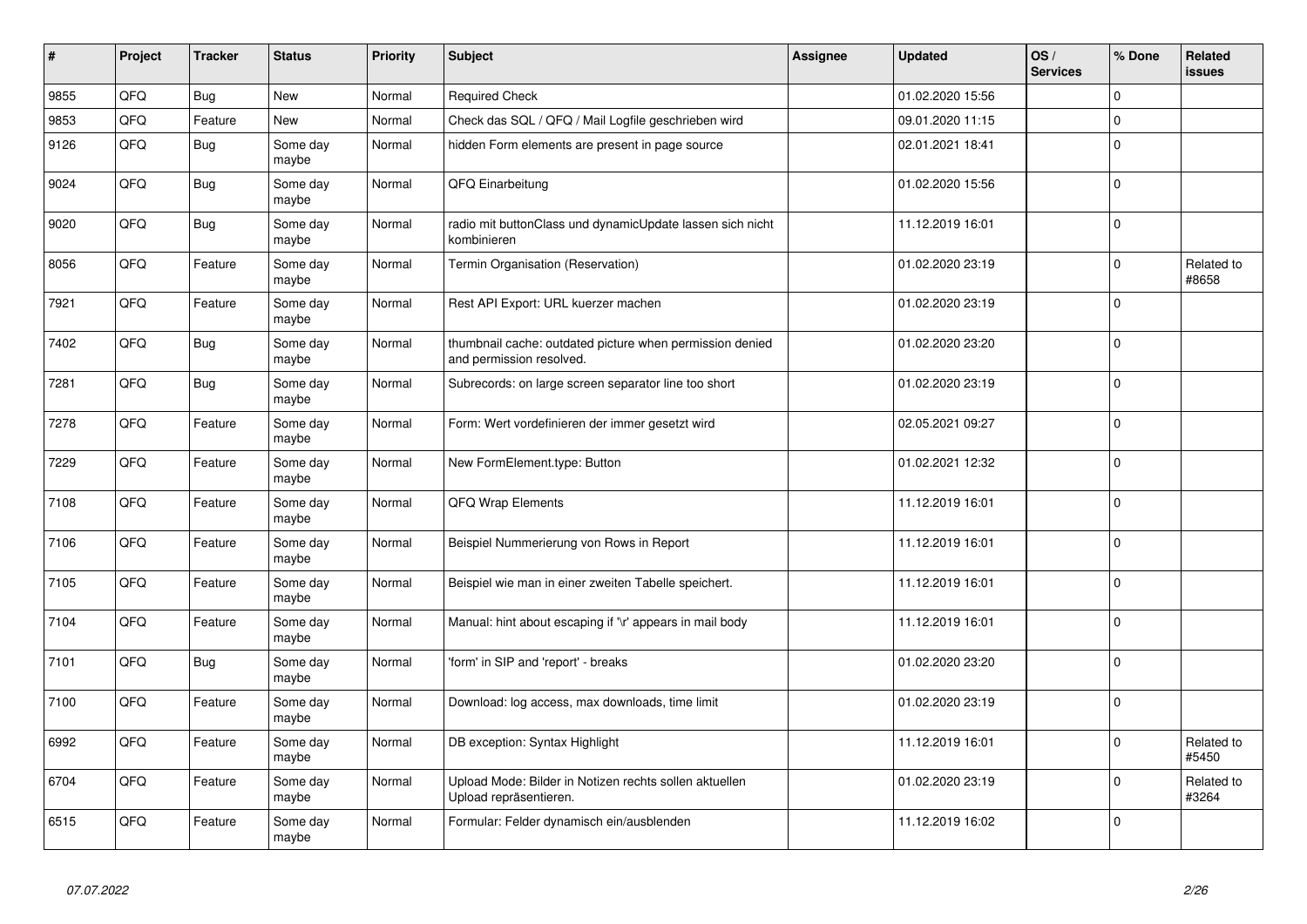| # | Project | Tracker | Status | Priority | Subject | Assignee | Updated | OS / Services | % Done | Related issues |
|---|---|---|---|---|---|---|---|---|---|---|
| 9855 | QFQ | Bug | New | Normal | Required Check | | 01.02.2020 15:56 | | 0 | |
| 9853 | QFQ | Feature | New | Normal | Check das SQL / QFQ / Mail Logfile geschrieben wird | | 09.01.2020 11:15 | | 0 | |
| 9126 | QFQ | Bug | Some day maybe | Normal | hidden Form elements are present in page source | | 02.01.2021 18:41 | | 0 | |
| 9024 | QFQ | Bug | Some day maybe | Normal | QFQ Einarbeitung | | 01.02.2020 15:56 | | 0 | |
| 9020 | QFQ | Bug | Some day maybe | Normal | radio mit buttonClass und dynamicUpdate lassen sich nicht kombinieren | | 11.12.2019 16:01 | | 0 | |
| 8056 | QFQ | Feature | Some day maybe | Normal | Termin Organisation (Reservation) | | 01.02.2020 23:19 | | 0 | Related to #8658 |
| 7921 | QFQ | Feature | Some day maybe | Normal | Rest API Export: URL kuerzer machen | | 01.02.2020 23:19 | | 0 | |
| 7402 | QFQ | Bug | Some day maybe | Normal | thumbnail cache: outdated picture when permission denied and permission resolved. | | 01.02.2020 23:20 | | 0 | |
| 7281 | QFQ | Bug | Some day maybe | Normal | Subrecords: on large screen separator line too short | | 01.02.2020 23:19 | | 0 | |
| 7278 | QFQ | Feature | Some day maybe | Normal | Form: Wert vordefinieren der immer gesetzt wird | | 02.05.2021 09:27 | | 0 | |
| 7229 | QFQ | Feature | Some day maybe | Normal | New FormElement.type: Button | | 01.02.2021 12:32 | | 0 | |
| 7108 | QFQ | Feature | Some day maybe | Normal | QFQ Wrap Elements | | 11.12.2019 16:01 | | 0 | |
| 7106 | QFQ | Feature | Some day maybe | Normal | Beispiel Nummerierung von Rows in Report | | 11.12.2019 16:01 | | 0 | |
| 7105 | QFQ | Feature | Some day maybe | Normal | Beispiel wie man in einer zweiten Tabelle speichert. | | 11.12.2019 16:01 | | 0 | |
| 7104 | QFQ | Feature | Some day maybe | Normal | Manual: hint about escaping if '\r' appears in mail body | | 11.12.2019 16:01 | | 0 | |
| 7101 | QFQ | Bug | Some day maybe | Normal | 'form' in SIP and 'report' - breaks | | 01.02.2020 23:20 | | 0 | |
| 7100 | QFQ | Feature | Some day maybe | Normal | Download: log access, max downloads, time limit | | 01.02.2020 23:19 | | 0 | |
| 6992 | QFQ | Feature | Some day maybe | Normal | DB exception: Syntax Highlight | | 11.12.2019 16:01 | | 0 | Related to #5450 |
| 6704 | QFQ | Feature | Some day maybe | Normal | Upload Mode: Bilder in Notizen rechts sollen aktuellen Upload repräsentieren. | | 01.02.2020 23:19 | | 0 | Related to #3264 |
| 6515 | QFQ | Feature | Some day maybe | Normal | Formular: Felder dynamisch ein/ausblenden | | 11.12.2019 16:02 | | 0 | |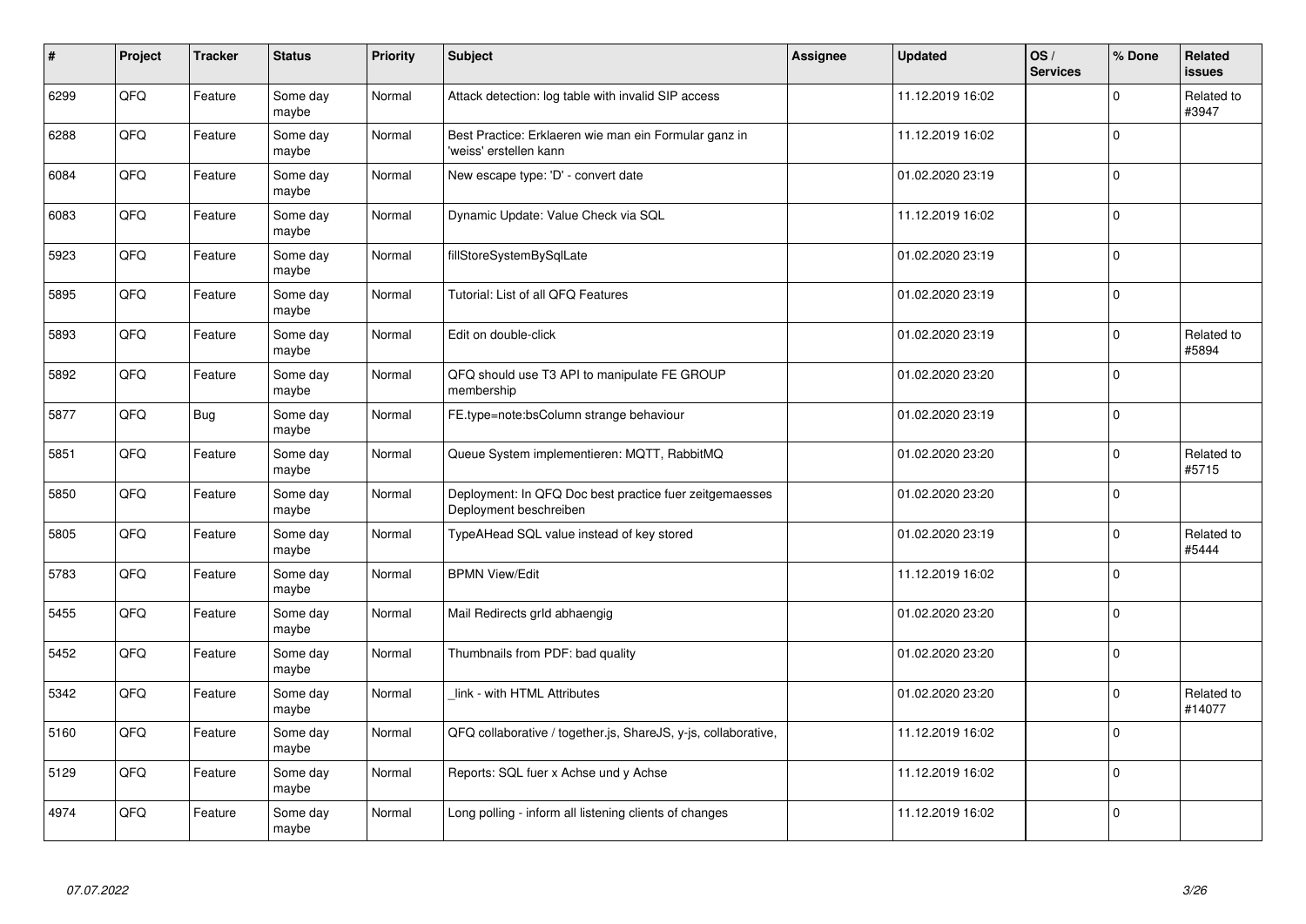| # | Project | Tracker | Status | Priority | Subject | Assignee | Updated | OS / Services | % Done | Related issues |
|---|---|---|---|---|---|---|---|---|---|---|
| 6299 | QFQ | Feature | Some day maybe | Normal | Attack detection: log table with invalid SIP access | | 11.12.2019 16:02 | | 0 | Related to #3947 |
| 6288 | QFQ | Feature | Some day maybe | Normal | Best Practice: Erklaeren wie man ein Formular ganz in 'weiss' erstellen kann | | 11.12.2019 16:02 | | 0 | |
| 6084 | QFQ | Feature | Some day maybe | Normal | New escape type: 'D' - convert date | | 01.02.2020 23:19 | | 0 | |
| 6083 | QFQ | Feature | Some day maybe | Normal | Dynamic Update: Value Check via SQL | | 11.12.2019 16:02 | | 0 | |
| 5923 | QFQ | Feature | Some day maybe | Normal | fillStoreSystemBySqlLate | | 01.02.2020 23:19 | | 0 | |
| 5895 | QFQ | Feature | Some day maybe | Normal | Tutorial: List of all QFQ Features | | 01.02.2020 23:19 | | 0 | |
| 5893 | QFQ | Feature | Some day maybe | Normal | Edit on double-click | | 01.02.2020 23:19 | | 0 | Related to #5894 |
| 5892 | QFQ | Feature | Some day maybe | Normal | QFQ should use T3 API to manipulate FE GROUP membership | | 01.02.2020 23:20 | | 0 | |
| 5877 | QFQ | Bug | Some day maybe | Normal | FE.type=note:bsColumn strange behaviour | | 01.02.2020 23:19 | | 0 | |
| 5851 | QFQ | Feature | Some day maybe | Normal | Queue System implementieren: MQTT, RabbitMQ | | 01.02.2020 23:20 | | 0 | Related to #5715 |
| 5850 | QFQ | Feature | Some day maybe | Normal | Deployment: In QFQ Doc best practice fuer zeitgemaesses Deployment beschreiben | | 01.02.2020 23:20 | | 0 | |
| 5805 | QFQ | Feature | Some day maybe | Normal | TypeAHead SQL value instead of key stored | | 01.02.2020 23:19 | | 0 | Related to #5444 |
| 5783 | QFQ | Feature | Some day maybe | Normal | BPMN View/Edit | | 11.12.2019 16:02 | | 0 | |
| 5455 | QFQ | Feature | Some day maybe | Normal | Mail Redirects grId abhaengig | | 01.02.2020 23:20 | | 0 | |
| 5452 | QFQ | Feature | Some day maybe | Normal | Thumbnails from PDF: bad quality | | 01.02.2020 23:20 | | 0 | |
| 5342 | QFQ | Feature | Some day maybe | Normal | _link - with HTML Attributes | | 01.02.2020 23:20 | | 0 | Related to #14077 |
| 5160 | QFQ | Feature | Some day maybe | Normal | QFQ collaborative / together.js, ShareJS, y-js, collaborative, | | 11.12.2019 16:02 | | 0 | |
| 5129 | QFQ | Feature | Some day maybe | Normal | Reports: SQL fuer x Achse und y Achse | | 11.12.2019 16:02 | | 0 | |
| 4974 | QFQ | Feature | Some day maybe | Normal | Long polling - inform all listening clients of changes | | 11.12.2019 16:02 | | 0 | |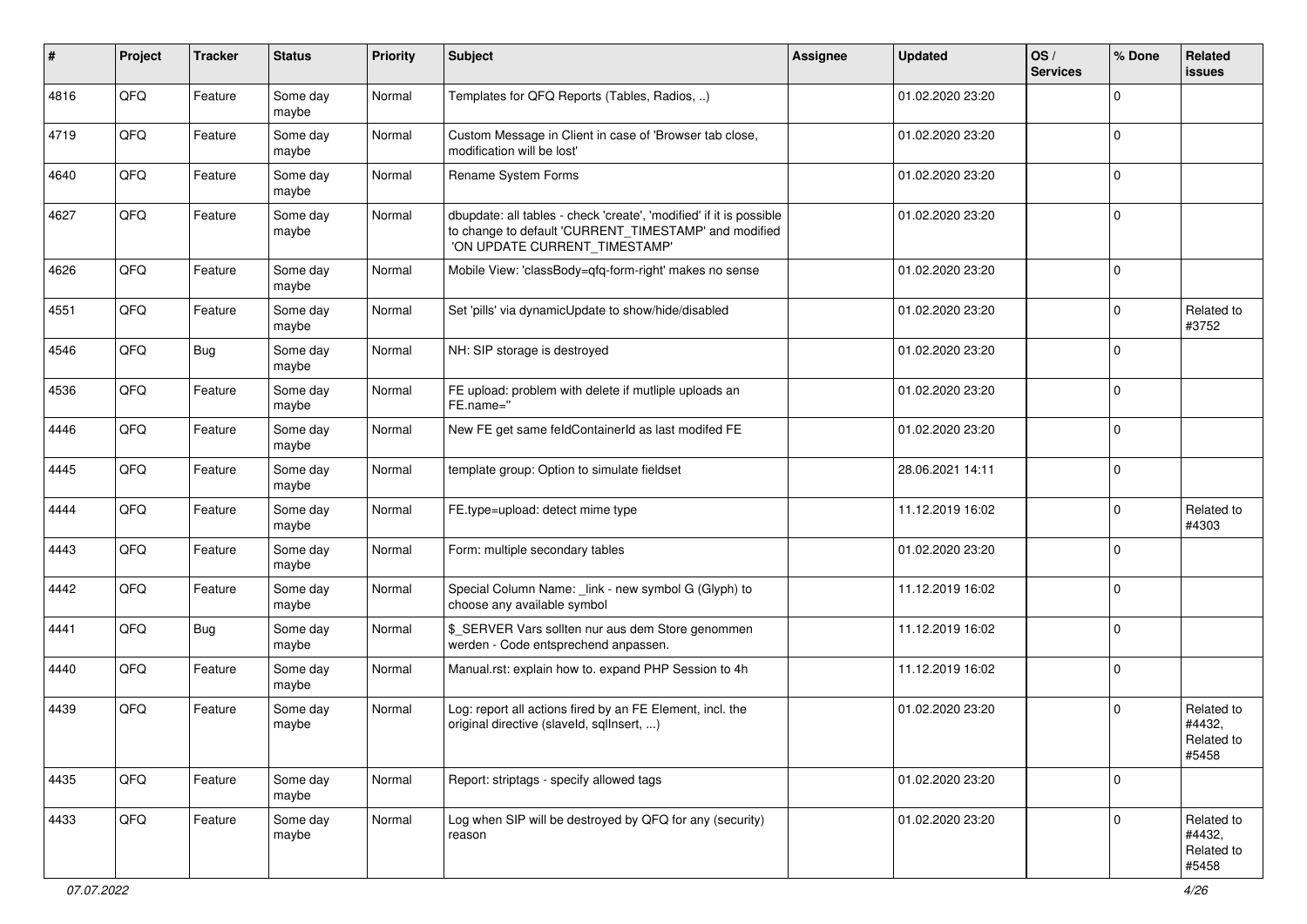| # | Project | Tracker | Status | Priority | Subject | Assignee | Updated | OS / Services | % Done | Related issues |
|---|---|---|---|---|---|---|---|---|---|---|
| 4816 | QFQ | Feature | Some day maybe | Normal | Templates for QFQ Reports (Tables, Radios, ..) | | 01.02.2020 23:20 | | 0 | |
| 4719 | QFQ | Feature | Some day maybe | Normal | Custom Message in Client in case of 'Browser tab close, modification will be lost' | | 01.02.2020 23:20 | | 0 | |
| 4640 | QFQ | Feature | Some day maybe | Normal | Rename System Forms | | 01.02.2020 23:20 | | 0 | |
| 4627 | QFQ | Feature | Some day maybe | Normal | dbupdate: all tables - check 'create', 'modified' if it is possible to change to default 'CURRENT_TIMESTAMP' and modified 'ON UPDATE CURRENT_TIMESTAMP' | | 01.02.2020 23:20 | | 0 | |
| 4626 | QFQ | Feature | Some day maybe | Normal | Mobile View: 'classBody=qfq-form-right' makes no sense | | 01.02.2020 23:20 | | 0 | |
| 4551 | QFQ | Feature | Some day maybe | Normal | Set 'pills' via dynamicUpdate to show/hide/disabled | | 01.02.2020 23:20 | | 0 | Related to #3752 |
| 4546 | QFQ | Bug | Some day maybe | Normal | NH: SIP storage is destroyed | | 01.02.2020 23:20 | | 0 | |
| 4536 | QFQ | Feature | Some day maybe | Normal | FE upload: problem with delete if mutliple uploads an FE.name='' | | 01.02.2020 23:20 | | 0 | |
| 4446 | QFQ | Feature | Some day maybe | Normal | New FE get same feldContainerId as last modifed FE | | 01.02.2020 23:20 | | 0 | |
| 4445 | QFQ | Feature | Some day maybe | Normal | template group: Option to simulate fieldset | | 28.06.2021 14:11 | | 0 | |
| 4444 | QFQ | Feature | Some day maybe | Normal | FE.type=upload: detect mime type | | 11.12.2019 16:02 | | 0 | Related to #4303 |
| 4443 | QFQ | Feature | Some day maybe | Normal | Form: multiple secondary tables | | 01.02.2020 23:20 | | 0 | |
| 4442 | QFQ | Feature | Some day maybe | Normal | Special Column Name: _link - new symbol G (Glyph) to choose any available symbol | | 11.12.2019 16:02 | | 0 | |
| 4441 | QFQ | Bug | Some day maybe | Normal | $_SERVER Vars sollten nur aus dem Store genommen werden - Code entsprechend anpassen. | | 11.12.2019 16:02 | | 0 | |
| 4440 | QFQ | Feature | Some day maybe | Normal | Manual.rst: explain how to. expand PHP Session to 4h | | 11.12.2019 16:02 | | 0 | |
| 4439 | QFQ | Feature | Some day maybe | Normal | Log: report all actions fired by an FE Element, incl. the original directive (slaveId, sqlInsert, ...) | | 01.02.2020 23:20 | | 0 | Related to #4432, Related to #5458 |
| 4435 | QFQ | Feature | Some day maybe | Normal | Report: striptags - specify allowed tags | | 01.02.2020 23:20 | | 0 | |
| 4433 | QFQ | Feature | Some day maybe | Normal | Log when SIP will be destroyed by QFQ for any (security) reason | | 01.02.2020 23:20 | | 0 | Related to #4432, Related to #5458 |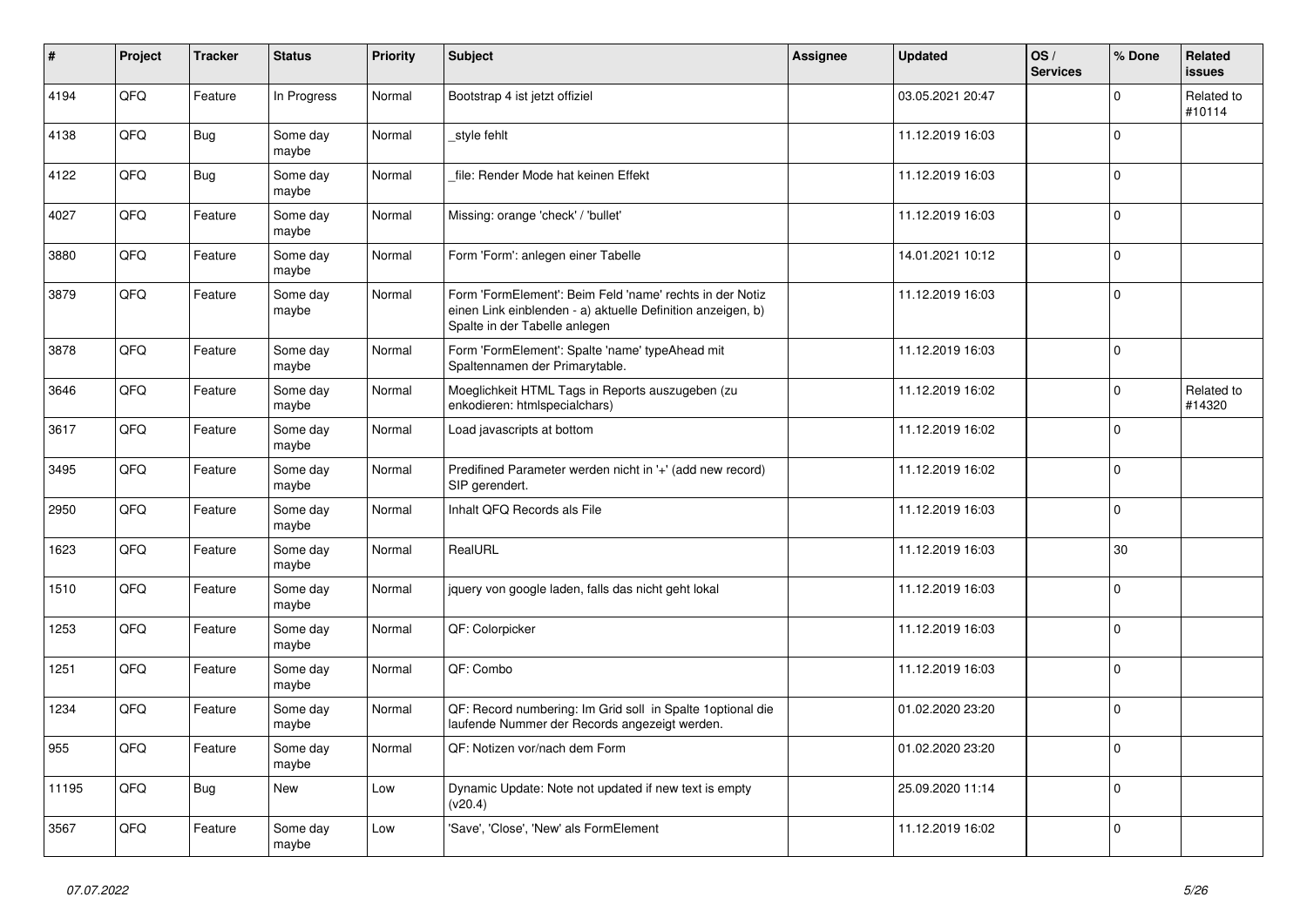| # | Project | Tracker | Status | Priority | Subject | Assignee | Updated | OS / Services | % Done | Related issues |
|---|---|---|---|---|---|---|---|---|---|---|
| 4194 | QFQ | Feature | In Progress | Normal | Bootstrap 4 ist jetzt offiziel | | 03.05.2021 20:47 | | 0 | Related to #10114 |
| 4138 | QFQ | Bug | Some day maybe | Normal | _style fehlt | | 11.12.2019 16:03 | | 0 | |
| 4122 | QFQ | Bug | Some day maybe | Normal | _file: Render Mode hat keinen Effekt | | 11.12.2019 16:03 | | 0 | |
| 4027 | QFQ | Feature | Some day maybe | Normal | Missing: orange 'check' / 'bullet' | | 11.12.2019 16:03 | | 0 | |
| 3880 | QFQ | Feature | Some day maybe | Normal | Form 'Form': anlegen einer Tabelle | | 14.01.2021 10:12 | | 0 | |
| 3879 | QFQ | Feature | Some day maybe | Normal | Form 'FormElement': Beim Feld 'name' rechts in der Notiz einen Link einblenden - a) aktuelle Definition anzeigen, b) Spalte in der Tabelle anlegen | | 11.12.2019 16:03 | | 0 | |
| 3878 | QFQ | Feature | Some day maybe | Normal | Form 'FormElement': Spalte 'name' typeAhead mit Spaltennamen der Primarytable. | | 11.12.2019 16:03 | | 0 | |
| 3646 | QFQ | Feature | Some day maybe | Normal | Moeglichkeit HTML Tags in Reports auszugeben (zu enkodieren: htmlspecialchars) | | 11.12.2019 16:02 | | 0 | Related to #14320 |
| 3617 | QFQ | Feature | Some day maybe | Normal | Load javascripts at bottom | | 11.12.2019 16:02 | | 0 | |
| 3495 | QFQ | Feature | Some day maybe | Normal | Predifined Parameter werden nicht in '+' (add new record) SIP gerendert. | | 11.12.2019 16:02 | | 0 | |
| 2950 | QFQ | Feature | Some day maybe | Normal | Inhalt QFQ Records als File | | 11.12.2019 16:03 | | 0 | |
| 1623 | QFQ | Feature | Some day maybe | Normal | RealURL | | 11.12.2019 16:03 | | 30 | |
| 1510 | QFQ | Feature | Some day maybe | Normal | jquery von google laden, falls das nicht geht lokal | | 11.12.2019 16:03 | | 0 | |
| 1253 | QFQ | Feature | Some day maybe | Normal | QF: Colorpicker | | 11.12.2019 16:03 | | 0 | |
| 1251 | QFQ | Feature | Some day maybe | Normal | QF: Combo | | 11.12.2019 16:03 | | 0 | |
| 1234 | QFQ | Feature | Some day maybe | Normal | QF: Record numbering: Im Grid soll in Spalte 1optional die laufende Nummer der Records angezeigt werden. | | 01.02.2020 23:20 | | 0 | |
| 955 | QFQ | Feature | Some day maybe | Normal | QF: Notizen vor/nach dem Form | | 01.02.2020 23:20 | | 0 | |
| 11195 | QFQ | Bug | New | Low | Dynamic Update: Note not updated if new text is empty (v20.4) | | 25.09.2020 11:14 | | 0 | |
| 3567 | QFQ | Feature | Some day maybe | Low | 'Save', 'Close', 'New' als FormElement | | 11.12.2019 16:02 | | 0 | |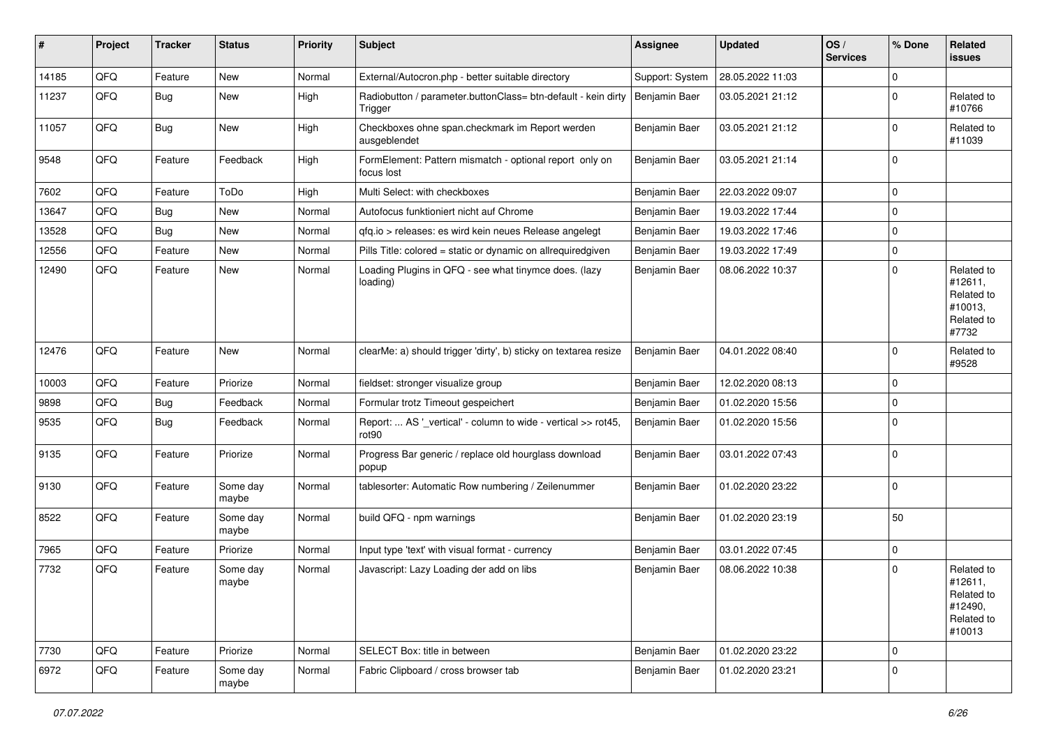| # | Project | Tracker | Status | Priority | Subject | Assignee | Updated | OS / Services | % Done | Related issues |
|---|---|---|---|---|---|---|---|---|---|---|
| 14185 | QFQ | Feature | New | Normal | External/Autocron.php - better suitable directory | Support: System | 28.05.2022 11:03 | | 0 | |
| 11237 | QFQ | Bug | New | High | Radiobutton / parameter.buttonClass= btn-default - kein dirty Trigger | Benjamin Baer | 03.05.2021 21:12 | | 0 | Related to #10766 |
| 11057 | QFQ | Bug | New | High | Checkboxes ohne span.checkmark im Report werden ausgeblendet | Benjamin Baer | 03.05.2021 21:12 | | 0 | Related to #11039 |
| 9548 | QFQ | Feature | Feedback | High | FormElement: Pattern mismatch - optional report only on focus lost | Benjamin Baer | 03.05.2021 21:14 | | 0 | |
| 7602 | QFQ | Feature | ToDo | High | Multi Select: with checkboxes | Benjamin Baer | 22.03.2022 09:07 | | 0 | |
| 13647 | QFQ | Bug | New | Normal | Autofocus funktioniert nicht auf Chrome | Benjamin Baer | 19.03.2022 17:44 | | 0 | |
| 13528 | QFQ | Bug | New | Normal | qfq.io > releases: es wird kein neues Release angelegt | Benjamin Baer | 19.03.2022 17:46 | | 0 | |
| 12556 | QFQ | Feature | New | Normal | Pills Title: colored = static or dynamic on allrequiredgiven | Benjamin Baer | 19.03.2022 17:49 | | 0 | |
| 12490 | QFQ | Feature | New | Normal | Loading Plugins in QFQ - see what tinymce does. (lazy loading) | Benjamin Baer | 08.06.2022 10:37 | | 0 | Related to #12611, Related to #10013, Related to #7732 |
| 12476 | QFQ | Feature | New | Normal | clearMe: a) should trigger 'dirty', b) sticky on textarea resize | Benjamin Baer | 04.01.2022 08:40 | | 0 | Related to #9528 |
| 10003 | QFQ | Feature | Priorize | Normal | fieldset: stronger visualize group | Benjamin Baer | 12.02.2020 08:13 | | 0 | |
| 9898 | QFQ | Bug | Feedback | Normal | Formular trotz Timeout gespeichert | Benjamin Baer | 01.02.2020 15:56 | | 0 | |
| 9535 | QFQ | Bug | Feedback | Normal | Report: ... AS '_vertical' - column to wide - vertical >> rot45, rot90 | Benjamin Baer | 01.02.2020 15:56 | | 0 | |
| 9135 | QFQ | Feature | Priorize | Normal | Progress Bar generic / replace old hourglass download popup | Benjamin Baer | 03.01.2022 07:43 | | 0 | |
| 9130 | QFQ | Feature | Some day maybe | Normal | tablesorter: Automatic Row numbering / Zeilenummer | Benjamin Baer | 01.02.2020 23:22 | | 0 | |
| 8522 | QFQ | Feature | Some day maybe | Normal | build QFQ - npm warnings | Benjamin Baer | 01.02.2020 23:19 | | 50 | |
| 7965 | QFQ | Feature | Priorize | Normal | Input type 'text' with visual format - currency | Benjamin Baer | 03.01.2022 07:45 | | 0 | |
| 7732 | QFQ | Feature | Some day maybe | Normal | Javascript: Lazy Loading der add on libs | Benjamin Baer | 08.06.2022 10:38 | | 0 | Related to #12611, Related to #12490, Related to #10013 |
| 7730 | QFQ | Feature | Priorize | Normal | SELECT Box: title in between | Benjamin Baer | 01.02.2020 23:22 | | 0 | |
| 6972 | QFQ | Feature | Some day maybe | Normal | Fabric Clipboard / cross browser tab | Benjamin Baer | 01.02.2020 23:21 | | 0 | |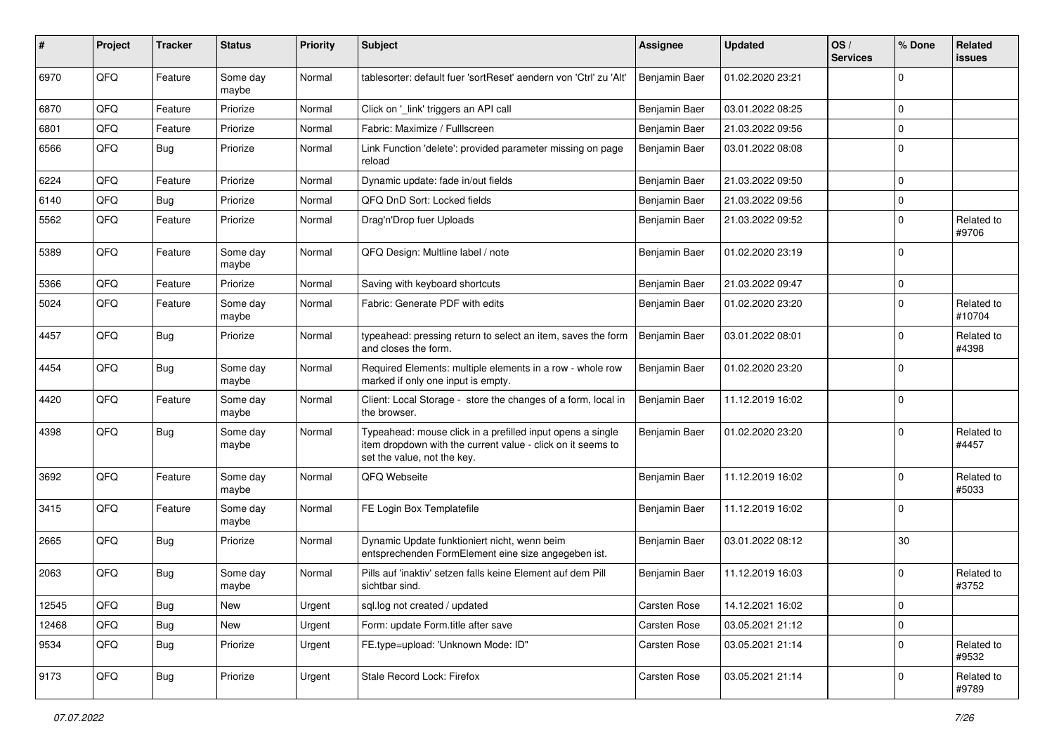| # | Project | Tracker | Status | Priority | Subject | Assignee | Updated | OS / Services | % Done | Related issues |
|---|---|---|---|---|---|---|---|---|---|---|
| 6970 | QFQ | Feature | Some day maybe | Normal | tablesorter: default fuer 'sortReset' aendern von 'Ctrl' zu 'Alt' | Benjamin Baer | 01.02.2020 23:21 | | 0 | |
| 6870 | QFQ | Feature | Priorize | Normal | Click on '_link' triggers an API call | Benjamin Baer | 03.01.2022 08:25 | | 0 | |
| 6801 | QFQ | Feature | Priorize | Normal | Fabric: Maximize / Fulllscreen | Benjamin Baer | 21.03.2022 09:56 | | 0 | |
| 6566 | QFQ | Bug | Priorize | Normal | Link Function 'delete': provided parameter missing on page reload | Benjamin Baer | 03.01.2022 08:08 | | 0 | |
| 6224 | QFQ | Feature | Priorize | Normal | Dynamic update: fade in/out fields | Benjamin Baer | 21.03.2022 09:50 | | 0 | |
| 6140 | QFQ | Bug | Priorize | Normal | QFQ DnD Sort: Locked fields | Benjamin Baer | 21.03.2022 09:56 | | 0 | |
| 5562 | QFQ | Feature | Priorize | Normal | Drag'n'Drop fuer Uploads | Benjamin Baer | 21.03.2022 09:52 | | 0 | Related to #9706 |
| 5389 | QFQ | Feature | Some day maybe | Normal | QFQ Design: Multline label / note | Benjamin Baer | 01.02.2020 23:19 | | 0 | |
| 5366 | QFQ | Feature | Priorize | Normal | Saving with keyboard shortcuts | Benjamin Baer | 21.03.2022 09:47 | | 0 | |
| 5024 | QFQ | Feature | Some day maybe | Normal | Fabric: Generate PDF with edits | Benjamin Baer | 01.02.2020 23:20 | | 0 | Related to #10704 |
| 4457 | QFQ | Bug | Priorize | Normal | typeahead: pressing return to select an item, saves the form and closes the form. | Benjamin Baer | 03.01.2022 08:01 | | 0 | Related to #4398 |
| 4454 | QFQ | Bug | Some day maybe | Normal | Required Elements: multiple elements in a row - whole row marked if only one input is empty. | Benjamin Baer | 01.02.2020 23:20 | | 0 | |
| 4420 | QFQ | Feature | Some day maybe | Normal | Client: Local Storage - store the changes of a form, local in the browser. | Benjamin Baer | 11.12.2019 16:02 | | 0 | |
| 4398 | QFQ | Bug | Some day maybe | Normal | Typeahead: mouse click in a prefilled input opens a single item dropdown with the current value - click on it seems to set the value, not the key. | Benjamin Baer | 01.02.2020 23:20 | | 0 | Related to #4457 |
| 3692 | QFQ | Feature | Some day maybe | Normal | QFQ Webseite | Benjamin Baer | 11.12.2019 16:02 | | 0 | Related to #5033 |
| 3415 | QFQ | Feature | Some day maybe | Normal | FE Login Box Templatefile | Benjamin Baer | 11.12.2019 16:02 | | 0 | |
| 2665 | QFQ | Bug | Priorize | Normal | Dynamic Update funktioniert nicht, wenn beim entsprechenden FormElement eine size angegeben ist. | Benjamin Baer | 03.01.2022 08:12 | | 30 | |
| 2063 | QFQ | Bug | Some day maybe | Normal | Pills auf 'inaktiv' setzen falls keine Element auf dem Pill sichtbar sind. | Benjamin Baer | 11.12.2019 16:03 | | 0 | Related to #3752 |
| 12545 | QFQ | Bug | New | Urgent | sql.log not created / updated | Carsten Rose | 14.12.2021 16:02 | | 0 | |
| 12468 | QFQ | Bug | New | Urgent | Form: update Form.title after save | Carsten Rose | 03.05.2021 21:12 | | 0 | |
| 9534 | QFQ | Bug | Priorize | Urgent | FE.type=upload: 'Unknown Mode: ID" | Carsten Rose | 03.05.2021 21:14 | | 0 | Related to #9532 |
| 9173 | QFQ | Bug | Priorize | Urgent | Stale Record Lock: Firefox | Carsten Rose | 03.05.2021 21:14 | | 0 | Related to #9789 |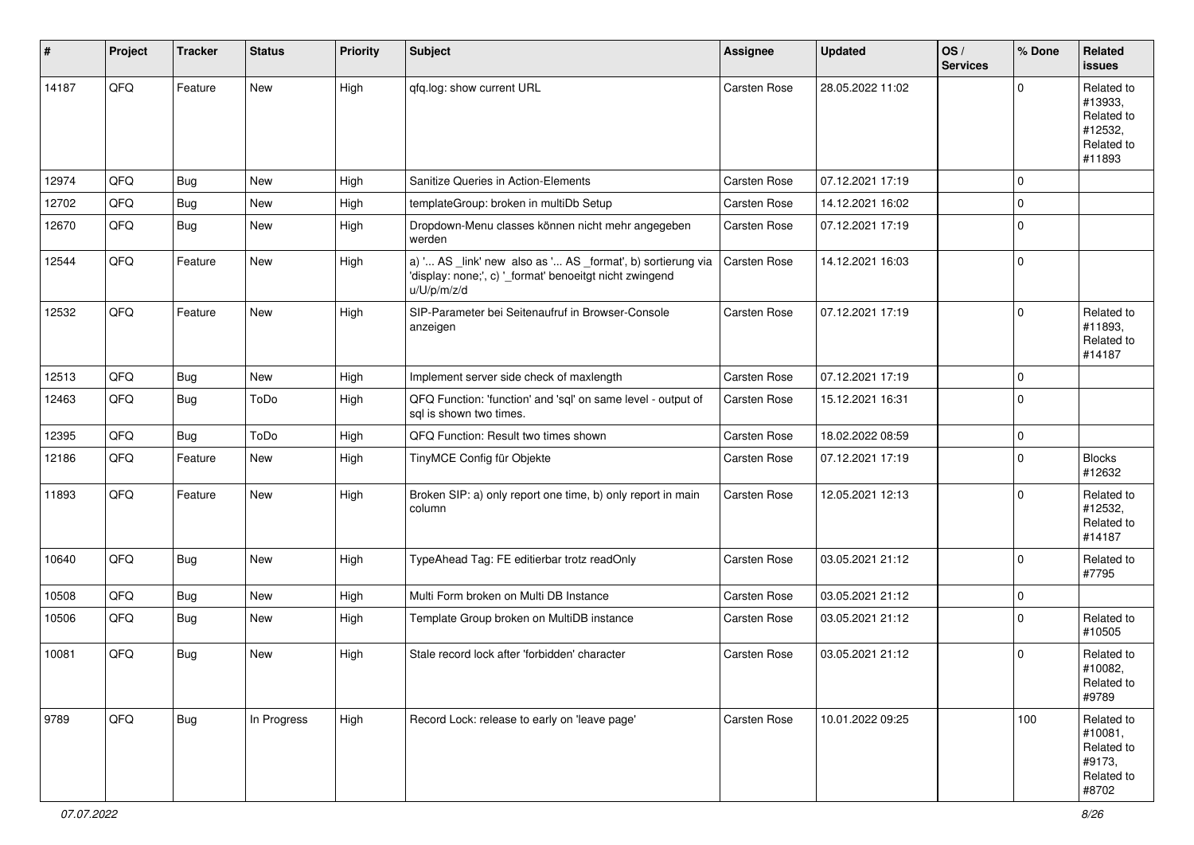| # | Project | Tracker | Status | Priority | Subject | Assignee | Updated | OS / Services | % Done | Related issues |
|---|---|---|---|---|---|---|---|---|---|---|
| 14187 | QFQ | Feature | New | High | qfq.log: show current URL | Carsten Rose | 28.05.2022 11:02 | | 0 | Related to #13933, Related to #12532, Related to #11893 |
| 12974 | QFQ | Bug | New | High | Sanitize Queries in Action-Elements | Carsten Rose | 07.12.2021 17:19 | | 0 | |
| 12702 | QFQ | Bug | New | High | templateGroup: broken in multiDb Setup | Carsten Rose | 14.12.2021 16:02 | | 0 | |
| 12670 | QFQ | Bug | New | High | Dropdown-Menu classes können nicht mehr angegeben werden | Carsten Rose | 07.12.2021 17:19 | | 0 | |
| 12544 | QFQ | Feature | New | High | a) '... AS _link' new also as '... AS _format', b) sortierung via 'display: none;', c) '_format' benoeitgt nicht zwingend u/U/p/m/z/d | Carsten Rose | 14.12.2021 16:03 | | 0 | |
| 12532 | QFQ | Feature | New | High | SIP-Parameter bei Seitenaufruf in Browser-Console anzeigen | Carsten Rose | 07.12.2021 17:19 | | 0 | Related to #11893, Related to #14187 |
| 12513 | QFQ | Bug | New | High | Implement server side check of maxlength | Carsten Rose | 07.12.2021 17:19 | | 0 | |
| 12463 | QFQ | Bug | ToDo | High | QFQ Function: 'function' and 'sql' on same level - output of sql is shown two times. | Carsten Rose | 15.12.2021 16:31 | | 0 | |
| 12395 | QFQ | Bug | ToDo | High | QFQ Function: Result two times shown | Carsten Rose | 18.02.2022 08:59 | | 0 | |
| 12186 | QFQ | Feature | New | High | TinyMCE Config für Objekte | Carsten Rose | 07.12.2021 17:19 | | 0 | Blocks #12632 |
| 11893 | QFQ | Feature | New | High | Broken SIP: a) only report one time, b) only report in main column | Carsten Rose | 12.05.2021 12:13 | | 0 | Related to #12532, Related to #14187 |
| 10640 | QFQ | Bug | New | High | TypeAhead Tag: FE editierbar trotz readOnly | Carsten Rose | 03.05.2021 21:12 | | 0 | Related to #7795 |
| 10508 | QFQ | Bug | New | High | Multi Form broken on Multi DB Instance | Carsten Rose | 03.05.2021 21:12 | | 0 | |
| 10506 | QFQ | Bug | New | High | Template Group broken on MultiDB instance | Carsten Rose | 03.05.2021 21:12 | | 0 | Related to #10505 |
| 10081 | QFQ | Bug | New | High | Stale record lock after 'forbidden' character | Carsten Rose | 03.05.2021 21:12 | | 0 | Related to #10082, Related to #9789 |
| 9789 | QFQ | Bug | In Progress | High | Record Lock: release to early on 'leave page' | Carsten Rose | 10.01.2022 09:25 | | 100 | Related to #10081, Related to #9173, Related to #8702 |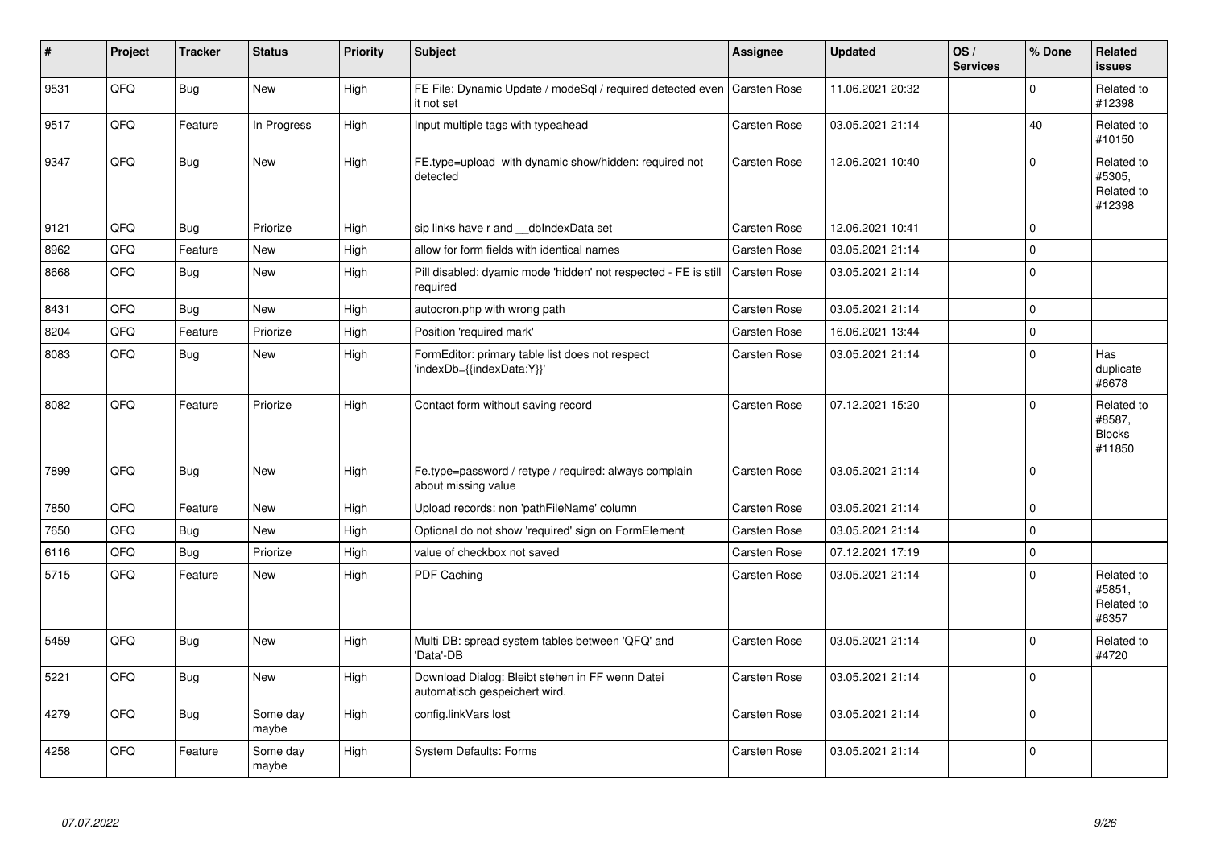| # | Project | Tracker | Status | Priority | Subject | Assignee | Updated | OS / Services | % Done | Related issues |
|---|---|---|---|---|---|---|---|---|---|---|
| 9531 | QFQ | Bug | New | High | FE File: Dynamic Update / modeSql / required detected even it not set | Carsten Rose | 11.06.2021 20:32 | | 0 | Related to #12398 |
| 9517 | QFQ | Feature | In Progress | High | Input multiple tags with typeahead | Carsten Rose | 03.05.2021 21:14 | | 40 | Related to #10150 |
| 9347 | QFQ | Bug | New | High | FE.type=upload with dynamic show/hidden: required not detected | Carsten Rose | 12.06.2021 10:40 | | 0 | Related to #5305, Related to #12398 |
| 9121 | QFQ | Bug | Priorize | High | sip links have r and __dbIndexData set | Carsten Rose | 12.06.2021 10:41 | | 0 | |
| 8962 | QFQ | Feature | New | High | allow for form fields with identical names | Carsten Rose | 03.05.2021 21:14 | | 0 | |
| 8668 | QFQ | Bug | New | High | Pill disabled: dyamic mode 'hidden' not respected - FE is still required | Carsten Rose | 03.05.2021 21:14 | | 0 | |
| 8431 | QFQ | Bug | New | High | autocron.php with wrong path | Carsten Rose | 03.05.2021 21:14 | | 0 | |
| 8204 | QFQ | Feature | Priorize | High | Position 'required mark' | Carsten Rose | 16.06.2021 13:44 | | 0 | |
| 8083 | QFQ | Bug | New | High | FormEditor: primary table list does not respect 'indexDb={{indexData:Y}}' | Carsten Rose | 03.05.2021 21:14 | | 0 | Has duplicate #6678 |
| 8082 | QFQ | Feature | Priorize | High | Contact form without saving record | Carsten Rose | 07.12.2021 15:20 | | 0 | Related to #8587, Blocks #11850 |
| 7899 | QFQ | Bug | New | High | Fe.type=password / retype / required: always complain about missing value | Carsten Rose | 03.05.2021 21:14 | | 0 | |
| 7850 | QFQ | Feature | New | High | Upload records: non 'pathFileName' column | Carsten Rose | 03.05.2021 21:14 | | 0 | |
| 7650 | QFQ | Bug | New | High | Optional do not show 'required' sign on FormElement | Carsten Rose | 03.05.2021 21:14 | | 0 | |
| 6116 | QFQ | Bug | Priorize | High | value of checkbox not saved | Carsten Rose | 07.12.2021 17:19 | | 0 | |
| 5715 | QFQ | Feature | New | High | PDF Caching | Carsten Rose | 03.05.2021 21:14 | | 0 | Related to #5851, Related to #6357 |
| 5459 | QFQ | Bug | New | High | Multi DB: spread system tables between 'QFQ' and 'Data'-DB | Carsten Rose | 03.05.2021 21:14 | | 0 | Related to #4720 |
| 5221 | QFQ | Bug | New | High | Download Dialog: Bleibt stehen in FF wenn Datei automatisch gespeichert wird. | Carsten Rose | 03.05.2021 21:14 | | 0 | |
| 4279 | QFQ | Bug | Some day maybe | High | config.linkVars lost | Carsten Rose | 03.05.2021 21:14 | | 0 | |
| 4258 | QFQ | Feature | Some day maybe | High | System Defaults: Forms | Carsten Rose | 03.05.2021 21:14 | | 0 | |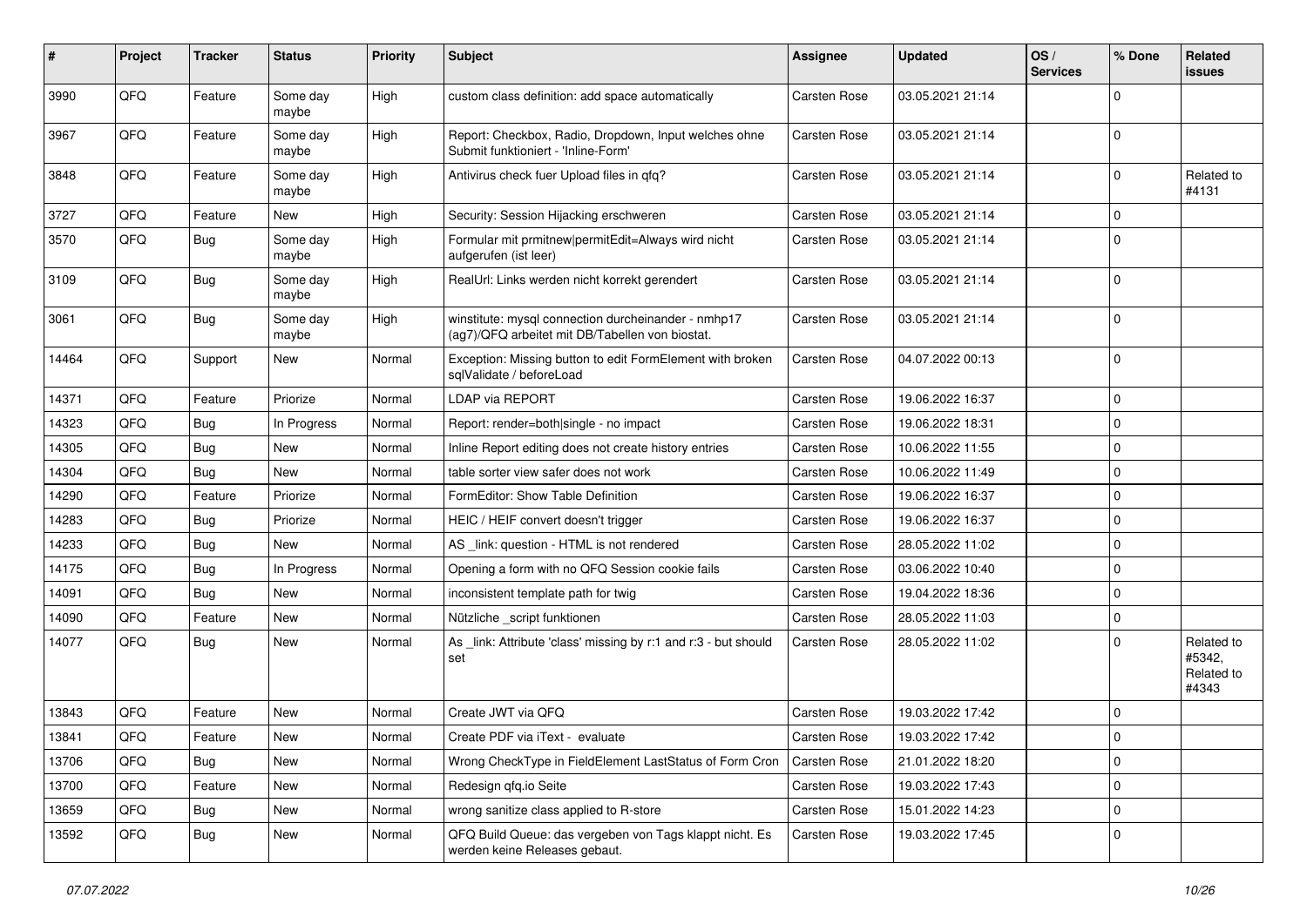| # | Project | Tracker | Status | Priority | Subject | Assignee | Updated | OS / Services | % Done | Related issues |
|---|---|---|---|---|---|---|---|---|---|---|
| 3990 | QFQ | Feature | Some day maybe | High | custom class definition: add space automatically | Carsten Rose | 03.05.2021 21:14 | | 0 | |
| 3967 | QFQ | Feature | Some day maybe | High | Report: Checkbox, Radio, Dropdown, Input welches ohne Submit funktioniert - 'Inline-Form' | Carsten Rose | 03.05.2021 21:14 | | 0 | |
| 3848 | QFQ | Feature | Some day maybe | High | Antivirus check fuer Upload files in qfq? | Carsten Rose | 03.05.2021 21:14 | | 0 | Related to #4131 |
| 3727 | QFQ | Feature | New | High | Security: Session Hijacking erschweren | Carsten Rose | 03.05.2021 21:14 | | 0 | |
| 3570 | QFQ | Bug | Some day maybe | High | Formular mit prmitnew\|permitEdit=Always wird nicht aufgerufen (ist leer) | Carsten Rose | 03.05.2021 21:14 | | 0 | |
| 3109 | QFQ | Bug | Some day maybe | High | RealUrl: Links werden nicht korrekt gerendert | Carsten Rose | 03.05.2021 21:14 | | 0 | |
| 3061 | QFQ | Bug | Some day maybe | High | winstitute: mysql connection durcheinander - nmhp17 (ag7)/QFQ arbeitet mit DB/Tabellen von biostat. | Carsten Rose | 03.05.2021 21:14 | | 0 | |
| 14464 | QFQ | Support | New | Normal | Exception: Missing button to edit FormElement with broken sqlValidate / beforeLoad | Carsten Rose | 04.07.2022 00:13 | | 0 | |
| 14371 | QFQ | Feature | Priorize | Normal | LDAP via REPORT | Carsten Rose | 19.06.2022 16:37 | | 0 | |
| 14323 | QFQ | Bug | In Progress | Normal | Report: render=both\|single - no impact | Carsten Rose | 19.06.2022 18:31 | | 0 | |
| 14305 | QFQ | Bug | New | Normal | Inline Report editing does not create history entries | Carsten Rose | 10.06.2022 11:55 | | 0 | |
| 14304 | QFQ | Bug | New | Normal | table sorter view safer does not work | Carsten Rose | 10.06.2022 11:49 | | 0 | |
| 14290 | QFQ | Feature | Priorize | Normal | FormEditor: Show Table Definition | Carsten Rose | 19.06.2022 16:37 | | 0 | |
| 14283 | QFQ | Bug | Priorize | Normal | HEIC / HEIF convert doesn't trigger | Carsten Rose | 19.06.2022 16:37 | | 0 | |
| 14233 | QFQ | Bug | New | Normal | AS _link: question - HTML is not rendered | Carsten Rose | 28.05.2022 11:02 | | 0 | |
| 14175 | QFQ | Bug | In Progress | Normal | Opening a form with no QFQ Session cookie fails | Carsten Rose | 03.06.2022 10:40 | | 0 | |
| 14091 | QFQ | Bug | New | Normal | inconsistent template path for twig | Carsten Rose | 19.04.2022 18:36 | | 0 | |
| 14090 | QFQ | Feature | New | Normal | Nützliche _script funktionen | Carsten Rose | 28.05.2022 11:03 | | 0 | |
| 14077 | QFQ | Bug | New | Normal | As _link: Attribute 'class' missing by r:1 and r:3 - but should set | Carsten Rose | 28.05.2022 11:02 | | 0 | Related to #5342, Related to #4343 |
| 13843 | QFQ | Feature | New | Normal | Create JWT via QFQ | Carsten Rose | 19.03.2022 17:42 | | 0 | |
| 13841 | QFQ | Feature | New | Normal | Create PDF via iText - evaluate | Carsten Rose | 19.03.2022 17:42 | | 0 | |
| 13706 | QFQ | Bug | New | Normal | Wrong CheckType in FieldElement LastStatus of Form Cron | Carsten Rose | 21.01.2022 18:20 | | 0 | |
| 13700 | QFQ | Feature | New | Normal | Redesign qfq.io Seite | Carsten Rose | 19.03.2022 17:43 | | 0 | |
| 13659 | QFQ | Bug | New | Normal | wrong sanitize class applied to R-store | Carsten Rose | 15.01.2022 14:23 | | 0 | |
| 13592 | QFQ | Bug | New | Normal | QFQ Build Queue: das vergeben von Tags klappt nicht. Es werden keine Releases gebaut. | Carsten Rose | 19.03.2022 17:45 | | 0 | |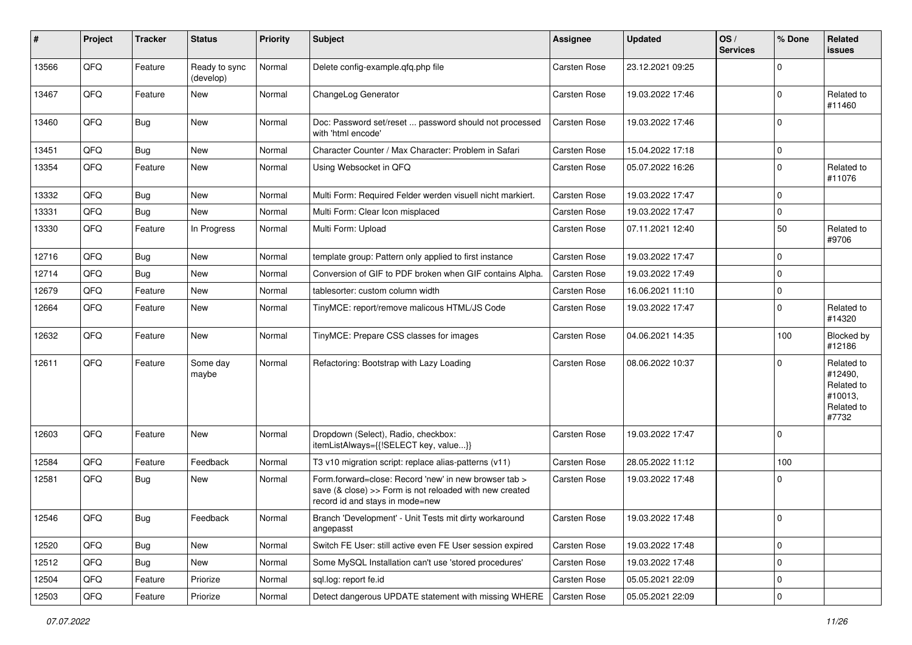| # | Project | Tracker | Status | Priority | Subject | Assignee | Updated | OS / Services | % Done | Related issues |
|---|---|---|---|---|---|---|---|---|---|---|
| 13566 | QFQ | Feature | Ready to sync (develop) | Normal | Delete config-example.qfq.php file | Carsten Rose | 23.12.2021 09:25 | | 0 | |
| 13467 | QFQ | Feature | New | Normal | ChangeLog Generator | Carsten Rose | 19.03.2022 17:46 | | 0 | Related to #11460 |
| 13460 | QFQ | Bug | New | Normal | Doc: Password set/reset ... password should not processed with 'html encode' | Carsten Rose | 19.03.2022 17:46 | | 0 | |
| 13451 | QFQ | Bug | New | Normal | Character Counter / Max Character: Problem in Safari | Carsten Rose | 15.04.2022 17:18 | | 0 | |
| 13354 | QFQ | Feature | New | Normal | Using Websocket in QFQ | Carsten Rose | 05.07.2022 16:26 | | 0 | Related to #11076 |
| 13332 | QFQ | Bug | New | Normal | Multi Form: Required Felder werden visuell nicht markiert. | Carsten Rose | 19.03.2022 17:47 | | 0 | |
| 13331 | QFQ | Bug | New | Normal | Multi Form: Clear Icon misplaced | Carsten Rose | 19.03.2022 17:47 | | 0 | |
| 13330 | QFQ | Feature | In Progress | Normal | Multi Form: Upload | Carsten Rose | 07.11.2021 12:40 | | 50 | Related to #9706 |
| 12716 | QFQ | Bug | New | Normal | template group: Pattern only applied to first instance | Carsten Rose | 19.03.2022 17:47 | | 0 | |
| 12714 | QFQ | Bug | New | Normal | Conversion of GIF to PDF broken when GIF contains Alpha. | Carsten Rose | 19.03.2022 17:49 | | 0 | |
| 12679 | QFQ | Feature | New | Normal | tablesorter: custom column width | Carsten Rose | 16.06.2021 11:10 | | 0 | |
| 12664 | QFQ | Feature | New | Normal | TinyMCE: report/remove malicous HTML/JS Code | Carsten Rose | 19.03.2022 17:47 | | 0 | Related to #14320 |
| 12632 | QFQ | Feature | New | Normal | TinyMCE: Prepare CSS classes for images | Carsten Rose | 04.06.2021 14:35 | | 100 | Blocked by #12186 |
| 12611 | QFQ | Feature | Some day maybe | Normal | Refactoring: Bootstrap with Lazy Loading | Carsten Rose | 08.06.2022 10:37 | | 0 | Related to #12490, Related to #10013, Related to #7732 |
| 12603 | QFQ | Feature | New | Normal | Dropdown (Select), Radio, checkbox: itemListAlways={{!SELECT key, value...}} | Carsten Rose | 19.03.2022 17:47 | | 0 | |
| 12584 | QFQ | Feature | Feedback | Normal | T3 v10 migration script: replace alias-patterns (v11) | Carsten Rose | 28.05.2022 11:12 | | 100 | |
| 12581 | QFQ | Bug | New | Normal | Form.forward=close: Record 'new' in new browser tab > save (& close) >> Form is not reloaded with new created record id and stays in mode=new | Carsten Rose | 19.03.2022 17:48 | | 0 | |
| 12546 | QFQ | Bug | Feedback | Normal | Branch 'Development' - Unit Tests mit dirty workaround angepasst | Carsten Rose | 19.03.2022 17:48 | | 0 | |
| 12520 | QFQ | Bug | New | Normal | Switch FE User: still active even FE User session expired | Carsten Rose | 19.03.2022 17:48 | | 0 | |
| 12512 | QFQ | Bug | New | Normal | Some MySQL Installation can't use 'stored procedures' | Carsten Rose | 19.03.2022 17:48 | | 0 | |
| 12504 | QFQ | Feature | Priorize | Normal | sql.log: report fe.id | Carsten Rose | 05.05.2021 22:09 | | 0 | |
| 12503 | QFQ | Feature | Priorize | Normal | Detect dangerous UPDATE statement with missing WHERE | Carsten Rose | 05.05.2021 22:09 | | 0 | |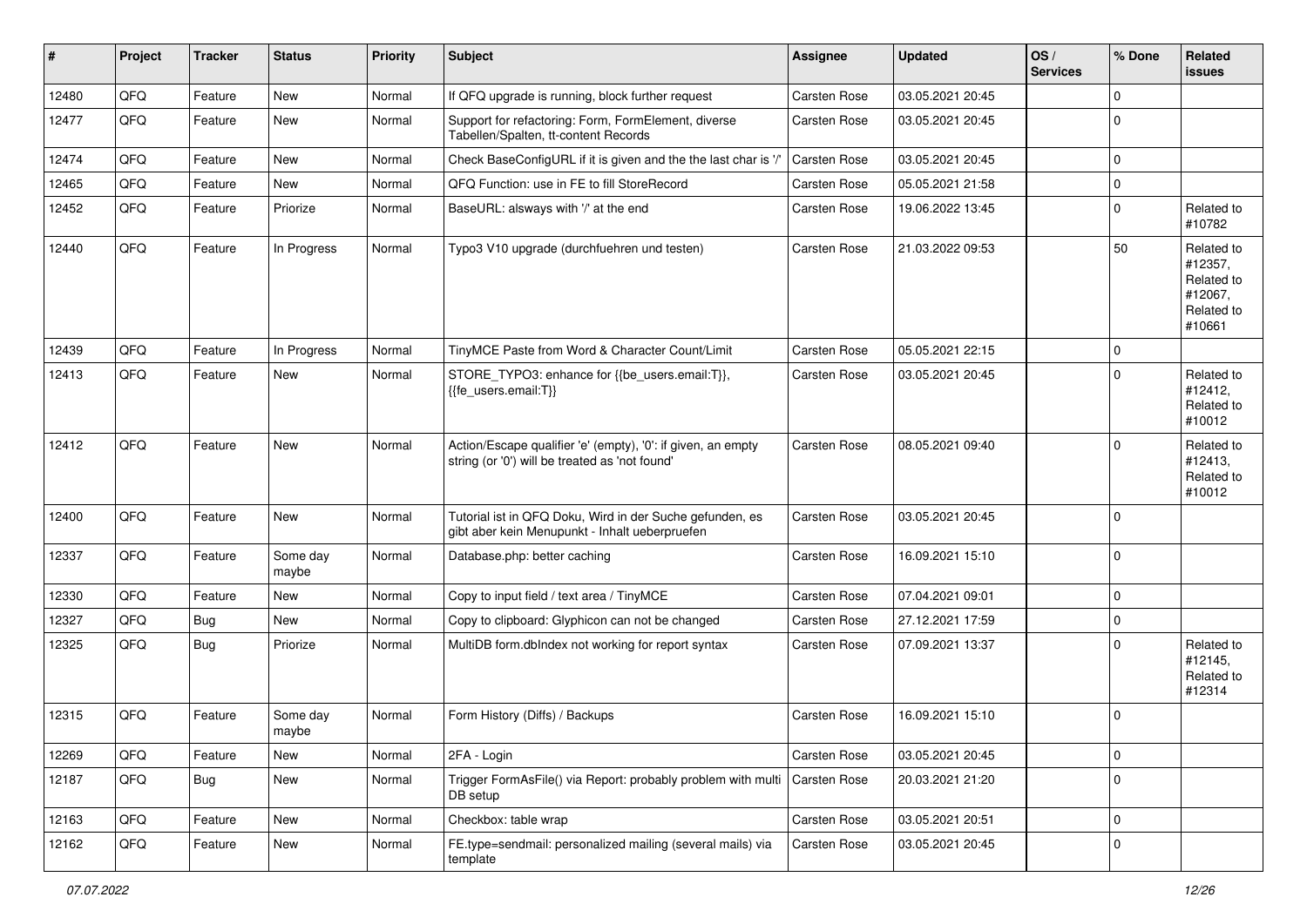| # | Project | Tracker | Status | Priority | Subject | Assignee | Updated | OS / Services | % Done | Related issues |
|---|---|---|---|---|---|---|---|---|---|---|
| 12480 | QFQ | Feature | New | Normal | If QFQ upgrade is running, block further request | Carsten Rose | 03.05.2021 20:45 | | 0 | |
| 12477 | QFQ | Feature | New | Normal | Support for refactoring: Form, FormElement, diverse Tabellen/Spalten, tt-content Records | Carsten Rose | 03.05.2021 20:45 | | 0 | |
| 12474 | QFQ | Feature | New | Normal | Check BaseConfigURL if it is given and the the last char is '/' | Carsten Rose | 03.05.2021 20:45 | | 0 | |
| 12465 | QFQ | Feature | New | Normal | QFQ Function: use in FE to fill StoreRecord | Carsten Rose | 05.05.2021 21:58 | | 0 | |
| 12452 | QFQ | Feature | Priorize | Normal | BaseURL: alsways with '/' at the end | Carsten Rose | 19.06.2022 13:45 | | 0 | Related to #10782 |
| 12440 | QFQ | Feature | In Progress | Normal | Typo3 V10 upgrade (durchfuehren und testen) | Carsten Rose | 21.03.2022 09:53 | | 50 | Related to #12357, Related to #12067, Related to #10661 |
| 12439 | QFQ | Feature | In Progress | Normal | TinyMCE Paste from Word & Character Count/Limit | Carsten Rose | 05.05.2021 22:15 | | 0 | |
| 12413 | QFQ | Feature | New | Normal | STORE_TYPO3: enhance for {{be_users.email:T}}, {{fe_users.email:T}} | Carsten Rose | 03.05.2021 20:45 | | 0 | Related to #12412, Related to #10012 |
| 12412 | QFQ | Feature | New | Normal | Action/Escape qualifier 'e' (empty), '0': if given, an empty string (or '0') will be treated as 'not found' | Carsten Rose | 08.05.2021 09:40 | | 0 | Related to #12413, Related to #10012 |
| 12400 | QFQ | Feature | New | Normal | Tutorial ist in QFQ Doku, Wird in der Suche gefunden, es gibt aber kein Menupunkt - Inhalt ueberpruefen | Carsten Rose | 03.05.2021 20:45 | | 0 | |
| 12337 | QFQ | Feature | Some day maybe | Normal | Database.php: better caching | Carsten Rose | 16.09.2021 15:10 | | 0 | |
| 12330 | QFQ | Feature | New | Normal | Copy to input field / text area / TinyMCE | Carsten Rose | 07.04.2021 09:01 | | 0 | |
| 12327 | QFQ | Bug | New | Normal | Copy to clipboard: Glyphicon can not be changed | Carsten Rose | 27.12.2021 17:59 | | 0 | |
| 12325 | QFQ | Bug | Priorize | Normal | MultiDB form.dbIndex not working for report syntax | Carsten Rose | 07.09.2021 13:37 | | 0 | Related to #12145, Related to #12314 |
| 12315 | QFQ | Feature | Some day maybe | Normal | Form History (Diffs) / Backups | Carsten Rose | 16.09.2021 15:10 | | 0 | |
| 12269 | QFQ | Feature | New | Normal | 2FA - Login | Carsten Rose | 03.05.2021 20:45 | | 0 | |
| 12187 | QFQ | Bug | New | Normal | Trigger FormAsFile() via Report: probably problem with multi DB setup | Carsten Rose | 20.03.2021 21:20 | | 0 | |
| 12163 | QFQ | Feature | New | Normal | Checkbox: table wrap | Carsten Rose | 03.05.2021 20:51 | | 0 | |
| 12162 | QFQ | Feature | New | Normal | FE.type=sendmail: personalized mailing (several mails) via template | Carsten Rose | 03.05.2021 20:45 | | 0 | |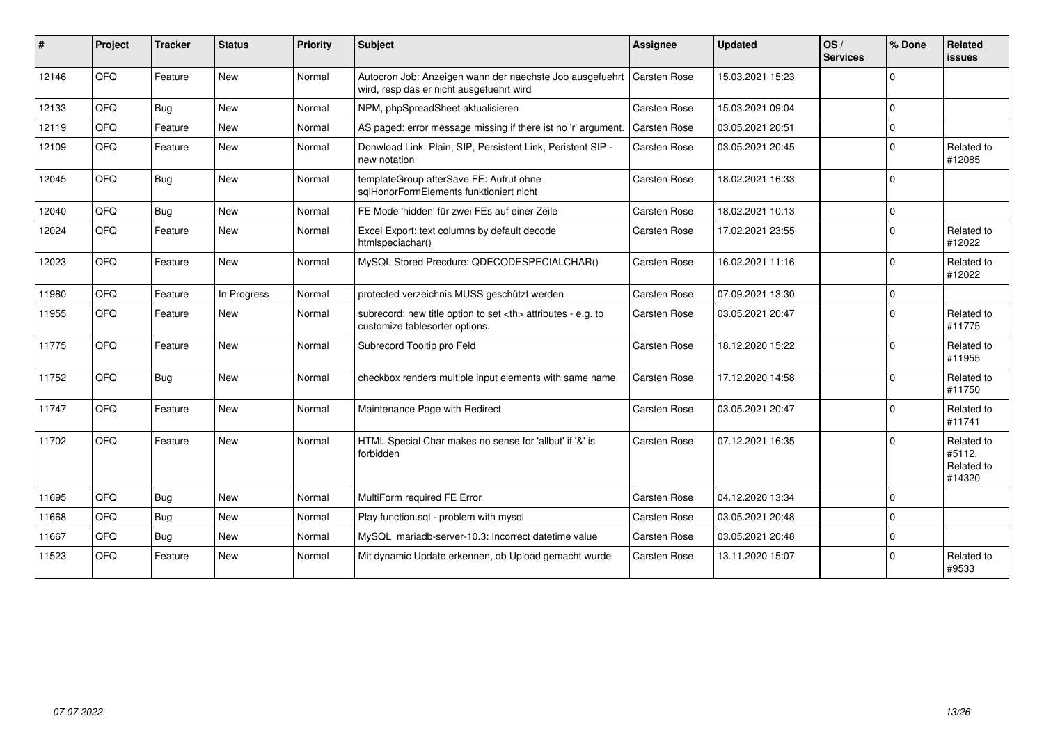| # | Project | Tracker | Status | Priority | Subject | Assignee | Updated | OS / Services | % Done | Related issues |
|---|---|---|---|---|---|---|---|---|---|---|
| 12146 | QFQ | Feature | New | Normal | Autocron Job: Anzeigen wann der naechste Job ausgefuehrt wird, resp das er nicht ausgefuehrt wird | Carsten Rose | 15.03.2021 15:23 | | 0 | |
| 12133 | QFQ | Bug | New | Normal | NPM, phpSpreadSheet aktualisieren | Carsten Rose | 15.03.2021 09:04 | | 0 | |
| 12119 | QFQ | Feature | New | Normal | AS paged: error message missing if there ist no 'r' argument. | Carsten Rose | 03.05.2021 20:51 | | 0 | |
| 12109 | QFQ | Feature | New | Normal | Donwload Link: Plain, SIP, Persistent Link, Peristent SIP - new notation | Carsten Rose | 03.05.2021 20:45 | | 0 | Related to #12085 |
| 12045 | QFQ | Bug | New | Normal | templateGroup afterSave FE: Aufruf ohne sqlHonorFormElements funktioniert nicht | Carsten Rose | 18.02.2021 16:33 | | 0 | |
| 12040 | QFQ | Bug | New | Normal | FE Mode 'hidden' für zwei FEs auf einer Zeile | Carsten Rose | 18.02.2021 10:13 | | 0 | |
| 12024 | QFQ | Feature | New | Normal | Excel Export: text columns by default decode htmlspeciachar() | Carsten Rose | 17.02.2021 23:55 | | 0 | Related to #12022 |
| 12023 | QFQ | Feature | New | Normal | MySQL Stored Precdure: QDECODESPECIALCHAR() | Carsten Rose | 16.02.2021 11:16 | | 0 | Related to #12022 |
| 11980 | QFQ | Feature | In Progress | Normal | protected verzeichnis MUSS geschützt werden | Carsten Rose | 07.09.2021 13:30 | | 0 | |
| 11955 | QFQ | Feature | New | Normal | subrecord: new title option to set <th> attributes - e.g. to customize tablesorter options. | Carsten Rose | 03.05.2021 20:47 | | 0 | Related to #11775 |
| 11775 | QFQ | Feature | New | Normal | Subrecord Tooltip pro Feld | Carsten Rose | 18.12.2020 15:22 | | 0 | Related to #11955 |
| 11752 | QFQ | Bug | New | Normal | checkbox renders multiple input elements with same name | Carsten Rose | 17.12.2020 14:58 | | 0 | Related to #11750 |
| 11747 | QFQ | Feature | New | Normal | Maintenance Page with Redirect | Carsten Rose | 03.05.2021 20:47 | | 0 | Related to #11741 |
| 11702 | QFQ | Feature | New | Normal | HTML Special Char makes no sense for 'allbut' if '&' is forbidden | Carsten Rose | 07.12.2021 16:35 | | 0 | Related to #5112, Related to #14320 |
| 11695 | QFQ | Bug | New | Normal | MultiForm required FE Error | Carsten Rose | 04.12.2020 13:34 | | 0 | |
| 11668 | QFQ | Bug | New | Normal | Play function.sql - problem with mysql | Carsten Rose | 03.05.2021 20:48 | | 0 | |
| 11667 | QFQ | Bug | New | Normal | MySQL mariadb-server-10.3: Incorrect datetime value | Carsten Rose | 03.05.2021 20:48 | | 0 | |
| 11523 | QFQ | Feature | New | Normal | Mit dynamic Update erkennen, ob Upload gemacht wurde | Carsten Rose | 13.11.2020 15:07 | | 0 | Related to #9533 |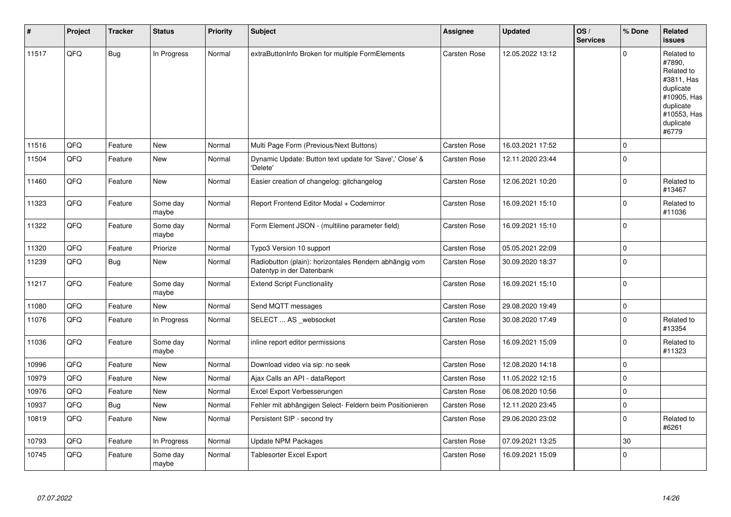| # | Project | Tracker | Status | Priority | Subject | Assignee | Updated | OS / Services | % Done | Related issues |
|---|---|---|---|---|---|---|---|---|---|---|
| 11517 | QFQ | Bug | In Progress | Normal | extraButtonInfo Broken for multiple FormElements | Carsten Rose | 12.05.2022 13:12 | | 0 | Related to #7890, Related to #3811, Has duplicate #10905, Has duplicate #10553, Has duplicate #6779 |
| 11516 | QFQ | Feature | New | Normal | Multi Page Form (Previous/Next Buttons) | Carsten Rose | 16.03.2021 17:52 | | 0 | |
| 11504 | QFQ | Feature | New | Normal | Dynamic Update: Button text update for 'Save',' Close' & 'Delete' | Carsten Rose | 12.11.2020 23:44 | | 0 | |
| 11460 | QFQ | Feature | New | Normal | Easier creation of changelog: gitchangelog | Carsten Rose | 12.06.2021 10:20 | | 0 | Related to #13467 |
| 11323 | QFQ | Feature | Some day maybe | Normal | Report Frontend Editor Modal + Codemirror | Carsten Rose | 16.09.2021 15:10 | | 0 | Related to #11036 |
| 11322 | QFQ | Feature | Some day maybe | Normal | Form Element JSON - (multiline parameter field) | Carsten Rose | 16.09.2021 15:10 | | 0 | |
| 11320 | QFQ | Feature | Priorize | Normal | Typo3 Version 10 support | Carsten Rose | 05.05.2021 22:09 | | 0 | |
| 11239 | QFQ | Bug | New | Normal | Radiobutton (plain): horizontales Rendern abhängig vom Datentyp in der Datenbank | Carsten Rose | 30.09.2020 18:37 | | 0 | |
| 11217 | QFQ | Feature | Some day maybe | Normal | Extend Script Functionality | Carsten Rose | 16.09.2021 15:10 | | 0 | |
| 11080 | QFQ | Feature | New | Normal | Send MQTT messages | Carsten Rose | 29.08.2020 19:49 | | 0 | |
| 11076 | QFQ | Feature | In Progress | Normal | SELECT ... AS _websocket | Carsten Rose | 30.08.2020 17:49 | | 0 | Related to #13354 |
| 11036 | QFQ | Feature | Some day maybe | Normal | inline report editor permissions | Carsten Rose | 16.09.2021 15:09 | | 0 | Related to #11323 |
| 10996 | QFQ | Feature | New | Normal | Download video via sip: no seek | Carsten Rose | 12.08.2020 14:18 | | 0 | |
| 10979 | QFQ | Feature | New | Normal | Ajax Calls an API - dataReport | Carsten Rose | 11.05.2022 12:15 | | 0 | |
| 10976 | QFQ | Feature | New | Normal | Excel Export Verbesserungen | Carsten Rose | 06.08.2020 10:56 | | 0 | |
| 10937 | QFQ | Bug | New | Normal | Fehler mit abhängigen Select- Feldern beim Positionieren | Carsten Rose | 12.11.2020 23:45 | | 0 | |
| 10819 | QFQ | Feature | New | Normal | Persistent SIP - second try | Carsten Rose | 29.06.2020 23:02 | | 0 | Related to #6261 |
| 10793 | QFQ | Feature | In Progress | Normal | Update NPM Packages | Carsten Rose | 07.09.2021 13:25 | | 30 | |
| 10745 | QFQ | Feature | Some day maybe | Normal | Tablesorter Excel Export | Carsten Rose | 16.09.2021 15:09 | | 0 | |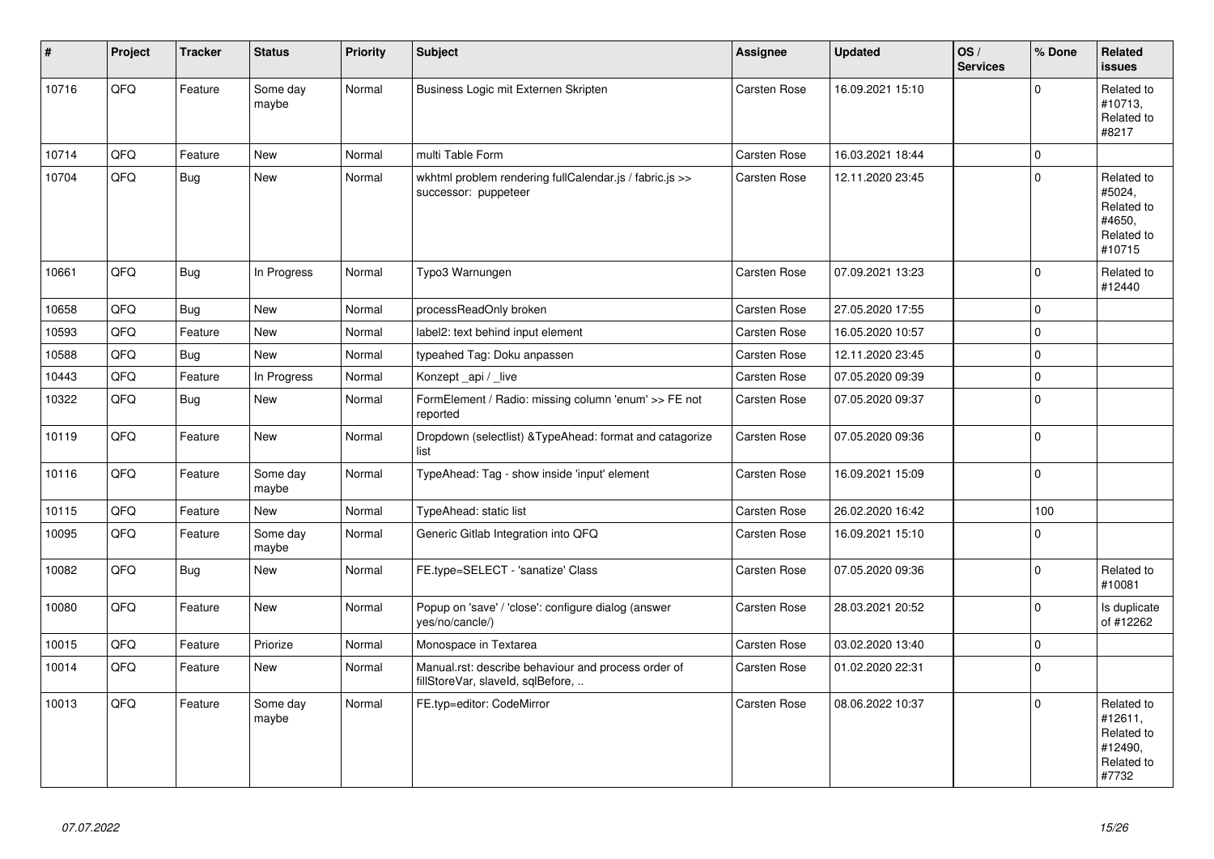| # | Project | Tracker | Status | Priority | Subject | Assignee | Updated | OS / Services | % Done | Related issues |
|---|---|---|---|---|---|---|---|---|---|---|
| 10716 | QFQ | Feature | Some day maybe | Normal | Business Logic mit Externen Skripten | Carsten Rose | 16.09.2021 15:10 | | 0 | Related to #10713, Related to #8217 |
| 10714 | QFQ | Feature | New | Normal | multi Table Form | Carsten Rose | 16.03.2021 18:44 | | 0 | |
| 10704 | QFQ | Bug | New | Normal | wkhtml problem rendering fullCalendar.js / fabric.js >> successor: puppeteer | Carsten Rose | 12.11.2020 23:45 | | 0 | Related to #5024, Related to #4650, Related to #10715 |
| 10661 | QFQ | Bug | In Progress | Normal | Typo3 Warnungen | Carsten Rose | 07.09.2021 13:23 | | 0 | Related to #12440 |
| 10658 | QFQ | Bug | New | Normal | processReadOnly broken | Carsten Rose | 27.05.2020 17:55 | | 0 | |
| 10593 | QFQ | Feature | New | Normal | label2: text behind input element | Carsten Rose | 16.05.2020 10:57 | | 0 | |
| 10588 | QFQ | Bug | New | Normal | typeahed Tag: Doku anpassen | Carsten Rose | 12.11.2020 23:45 | | 0 | |
| 10443 | QFQ | Feature | In Progress | Normal | Konzept _api / _live | Carsten Rose | 07.05.2020 09:39 | | 0 | |
| 10322 | QFQ | Bug | New | Normal | FormElement / Radio: missing column 'enum' >> FE not reported | Carsten Rose | 07.05.2020 09:37 | | 0 | |
| 10119 | QFQ | Feature | New | Normal | Dropdown (selectlist) &TypeAhead: format and catagorize list | Carsten Rose | 07.05.2020 09:36 | | 0 | |
| 10116 | QFQ | Feature | Some day maybe | Normal | TypeAhead: Tag - show inside 'input' element | Carsten Rose | 16.09.2021 15:09 | | 0 | |
| 10115 | QFQ | Feature | New | Normal | TypeAhead: static list | Carsten Rose | 26.02.2020 16:42 | | 100 | |
| 10095 | QFQ | Feature | Some day maybe | Normal | Generic Gitlab Integration into QFQ | Carsten Rose | 16.09.2021 15:10 | | 0 | |
| 10082 | QFQ | Bug | New | Normal | FE.type=SELECT - 'sanatize' Class | Carsten Rose | 07.05.2020 09:36 | | 0 | Related to #10081 |
| 10080 | QFQ | Feature | New | Normal | Popup on 'save' / 'close': configure dialog (answer yes/no/cancle/) | Carsten Rose | 28.03.2021 20:52 | | 0 | Is duplicate of #12262 |
| 10015 | QFQ | Feature | Priorize | Normal | Monospace in Textarea | Carsten Rose | 03.02.2020 13:40 | | 0 | |
| 10014 | QFQ | Feature | New | Normal | Manual.rst: describe behaviour and process order of fillStoreVar, slaveId, sqlBefore, .. | Carsten Rose | 01.02.2020 22:31 | | 0 | |
| 10013 | QFQ | Feature | Some day maybe | Normal | FE.typ=editor: CodeMirror | Carsten Rose | 08.06.2022 10:37 | | 0 | Related to #12611, Related to #12490, Related to #7732 |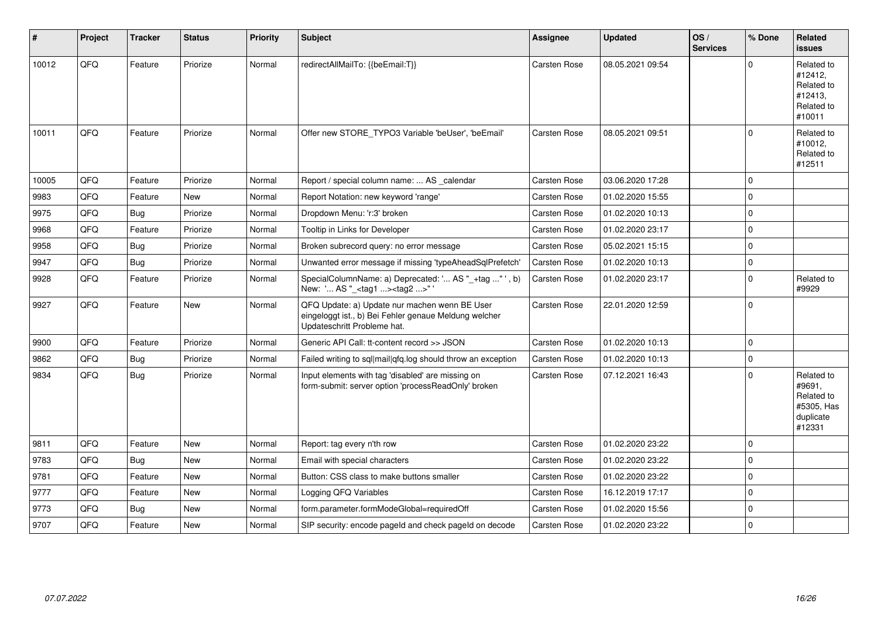| # | Project | Tracker | Status | Priority | Subject | Assignee | Updated | OS / Services | % Done | Related issues |
|---|---|---|---|---|---|---|---|---|---|---|
| 10012 | QFQ | Feature | Priorize | Normal | redirectAllMailTo: {{beEmail:T}} | Carsten Rose | 08.05.2021 09:54 | | 0 | Related to #12412, Related to #12413, Related to #10011 |
| 10011 | QFQ | Feature | Priorize | Normal | Offer new STORE_TYPO3 Variable 'beUser', 'beEmail' | Carsten Rose | 08.05.2021 09:51 | | 0 | Related to #10012, Related to #12511 |
| 10005 | QFQ | Feature | Priorize | Normal | Report / special column name: ... AS _calendar | Carsten Rose | 03.06.2020 17:28 | | 0 | |
| 9983 | QFQ | Feature | New | Normal | Report Notation: new keyword 'range' | Carsten Rose | 01.02.2020 15:55 | | 0 | |
| 9975 | QFQ | Bug | Priorize | Normal | Dropdown Menu: 'r:3' broken | Carsten Rose | 01.02.2020 10:13 | | 0 | |
| 9968 | QFQ | Feature | Priorize | Normal | Tooltip in Links for Developer | Carsten Rose | 01.02.2020 23:17 | | 0 | |
| 9958 | QFQ | Bug | Priorize | Normal | Broken subrecord query: no error message | Carsten Rose | 05.02.2021 15:15 | | 0 | |
| 9947 | QFQ | Bug | Priorize | Normal | Unwanted error message if missing 'typeAheadSqlPrefetch' | Carsten Rose | 01.02.2020 10:13 | | 0 | |
| 9928 | QFQ | Feature | Priorize | Normal | SpecialColumnName: a) Deprecated: '... AS "_+tag ..." ', b) New: '... AS "_<tag1 ...><tag2 ...>" ' | Carsten Rose | 01.02.2020 23:17 | | 0 | Related to #9929 |
| 9927 | QFQ | Feature | New | Normal | QFQ Update: a) Update nur machen wenn BE User eingeloggt ist., b) Bei Fehler genaue Meldung welcher Updateschritt Probleme hat. | Carsten Rose | 22.01.2020 12:59 | | 0 | |
| 9900 | QFQ | Feature | Priorize | Normal | Generic API Call: tt-content record >> JSON | Carsten Rose | 01.02.2020 10:13 | | 0 | |
| 9862 | QFQ | Bug | Priorize | Normal | Failed writing to sql\|mail\|qfq.log should throw an exception | Carsten Rose | 01.02.2020 10:13 | | 0 | |
| 9834 | QFQ | Bug | Priorize | Normal | Input elements with tag 'disabled' are missing on form-submit: server option 'processReadOnly' broken | Carsten Rose | 07.12.2021 16:43 | | 0 | Related to #9691, Related to #5305, Has duplicate #12331 |
| 9811 | QFQ | Feature | New | Normal | Report: tag every n'th row | Carsten Rose | 01.02.2020 23:22 | | 0 | |
| 9783 | QFQ | Bug | New | Normal | Email with special characters | Carsten Rose | 01.02.2020 23:22 | | 0 | |
| 9781 | QFQ | Feature | New | Normal | Button: CSS class to make buttons smaller | Carsten Rose | 01.02.2020 23:22 | | 0 | |
| 9777 | QFQ | Feature | New | Normal | Logging QFQ Variables | Carsten Rose | 16.12.2019 17:17 | | 0 | |
| 9773 | QFQ | Bug | New | Normal | form.parameter.formModeGlobal=requiredOff | Carsten Rose | 01.02.2020 15:56 | | 0 | |
| 9707 | QFQ | Feature | New | Normal | SIP security: encode pageId and check pageId on decode | Carsten Rose | 01.02.2020 23:22 | | 0 | |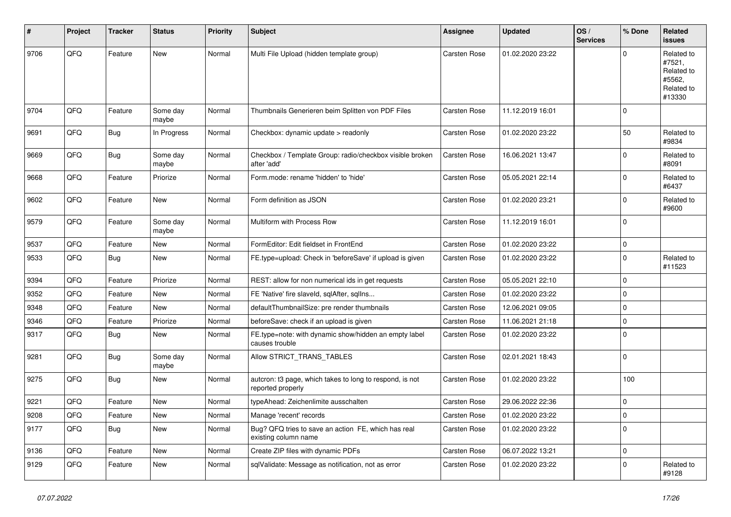| # | Project | Tracker | Status | Priority | Subject | Assignee | Updated | OS / Services | % Done | Related issues |
|---|---|---|---|---|---|---|---|---|---|---|
| 9706 | QFQ | Feature | New | Normal | Multi File Upload (hidden template group) | Carsten Rose | 01.02.2020 23:22 | | 0 | Related to #7521, Related to #5562, Related to #13330 |
| 9704 | QFQ | Feature | Some day maybe | Normal | Thumbnails Generieren beim Splitten von PDF Files | Carsten Rose | 11.12.2019 16:01 | | 0 | |
| 9691 | QFQ | Bug | In Progress | Normal | Checkbox: dynamic update > readonly | Carsten Rose | 01.02.2020 23:22 | | 50 | Related to #9834 |
| 9669 | QFQ | Bug | Some day maybe | Normal | Checkbox / Template Group: radio/checkbox visible broken after 'add' | Carsten Rose | 16.06.2021 13:47 | | 0 | Related to #8091 |
| 9668 | QFQ | Feature | Priorize | Normal | Form.mode: rename 'hidden' to 'hide' | Carsten Rose | 05.05.2021 22:14 | | 0 | Related to #6437 |
| 9602 | QFQ | Feature | New | Normal | Form definition as JSON | Carsten Rose | 01.02.2020 23:21 | | 0 | Related to #9600 |
| 9579 | QFQ | Feature | Some day maybe | Normal | Multiform with Process Row | Carsten Rose | 11.12.2019 16:01 | | 0 | |
| 9537 | QFQ | Feature | New | Normal | FormEditor: Edit fieldset in FrontEnd | Carsten Rose | 01.02.2020 23:22 | | 0 | |
| 9533 | QFQ | Bug | New | Normal | FE.type=upload: Check in 'beforeSave' if upload is given | Carsten Rose | 01.02.2020 23:22 | | 0 | Related to #11523 |
| 9394 | QFQ | Feature | Priorize | Normal | REST: allow for non numerical ids in get requests | Carsten Rose | 05.05.2021 22:10 | | 0 | |
| 9352 | QFQ | Feature | New | Normal | FE 'Native' fire slaveId, sqlAfter, sqlIns... | Carsten Rose | 01.02.2020 23:22 | | 0 | |
| 9348 | QFQ | Feature | New | Normal | defaultThumbnailSize: pre render thumbnails | Carsten Rose | 12.06.2021 09:05 | | 0 | |
| 9346 | QFQ | Feature | Priorize | Normal | beforeSave: check if an upload is given | Carsten Rose | 11.06.2021 21:18 | | 0 | |
| 9317 | QFQ | Bug | New | Normal | FE.type=note: with dynamic show/hidden an empty label causes trouble | Carsten Rose | 01.02.2020 23:22 | | 0 | |
| 9281 | QFQ | Bug | Some day maybe | Normal | Allow STRICT_TRANS_TABLES | Carsten Rose | 02.01.2021 18:43 | | 0 | |
| 9275 | QFQ | Bug | New | Normal | autcron: t3 page, which takes to long to respond, is not reported properly | Carsten Rose | 01.02.2020 23:22 | | 100 | |
| 9221 | QFQ | Feature | New | Normal | typeAhead: Zeichenlimite ausschalten | Carsten Rose | 29.06.2022 22:36 | | 0 | |
| 9208 | QFQ | Feature | New | Normal | Manage 'recent' records | Carsten Rose | 01.02.2020 23:22 | | 0 | |
| 9177 | QFQ | Bug | New | Normal | Bug? QFQ tries to save an action FE, which has real existing column name | Carsten Rose | 01.02.2020 23:22 | | 0 | |
| 9136 | QFQ | Feature | New | Normal | Create ZIP files with dynamic PDFs | Carsten Rose | 06.07.2022 13:21 | | 0 | |
| 9129 | QFQ | Feature | New | Normal | sqlValidate: Message as notification, not as error | Carsten Rose | 01.02.2020 23:22 | | 0 | Related to #9128 |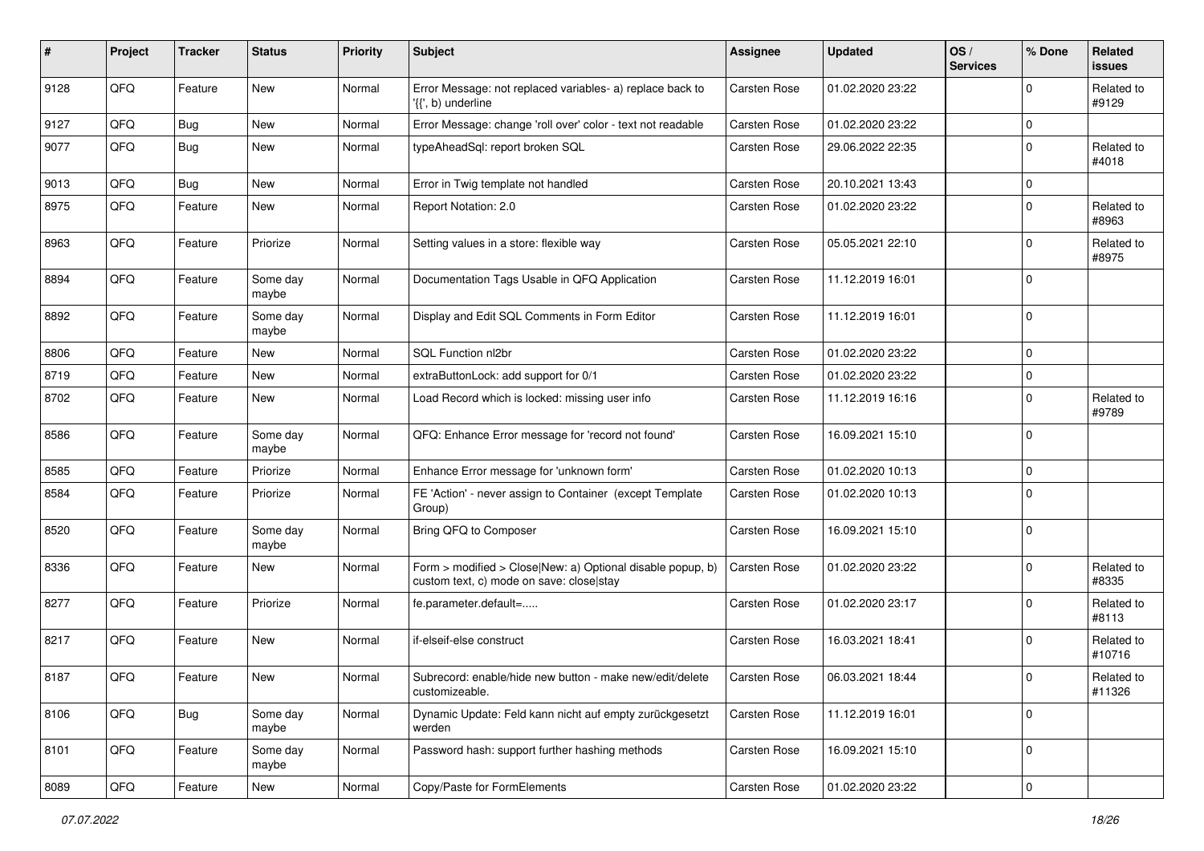| # | Project | Tracker | Status | Priority | Subject | Assignee | Updated | OS / Services | % Done | Related issues |
|---|---|---|---|---|---|---|---|---|---|---|
| 9128 | QFQ | Feature | New | Normal | Error Message: not replaced variables- a) replace back to '{{', b) underline | Carsten Rose | 01.02.2020 23:22 | | 0 | Related to #9129 |
| 9127 | QFQ | Bug | New | Normal | Error Message: change 'roll over' color - text not readable | Carsten Rose | 01.02.2020 23:22 | | 0 | |
| 9077 | QFQ | Bug | New | Normal | typeAheadSql: report broken SQL | Carsten Rose | 29.06.2022 22:35 | | 0 | Related to #4018 |
| 9013 | QFQ | Bug | New | Normal | Error in Twig template not handled | Carsten Rose | 20.10.2021 13:43 | | 0 | |
| 8975 | QFQ | Feature | New | Normal | Report Notation: 2.0 | Carsten Rose | 01.02.2020 23:22 | | 0 | Related to #8963 |
| 8963 | QFQ | Feature | Priorize | Normal | Setting values in a store: flexible way | Carsten Rose | 05.05.2021 22:10 | | 0 | Related to #8975 |
| 8894 | QFQ | Feature | Some day maybe | Normal | Documentation Tags Usable in QFQ Application | Carsten Rose | 11.12.2019 16:01 | | 0 | |
| 8892 | QFQ | Feature | Some day maybe | Normal | Display and Edit SQL Comments in Form Editor | Carsten Rose | 11.12.2019 16:01 | | 0 | |
| 8806 | QFQ | Feature | New | Normal | SQL Function nl2br | Carsten Rose | 01.02.2020 23:22 | | 0 | |
| 8719 | QFQ | Feature | New | Normal | extraButtonLock: add support for 0/1 | Carsten Rose | 01.02.2020 23:22 | | 0 | |
| 8702 | QFQ | Feature | New | Normal | Load Record which is locked: missing user info | Carsten Rose | 11.12.2019 16:16 | | 0 | Related to #9789 |
| 8586 | QFQ | Feature | Some day maybe | Normal | QFQ: Enhance Error message for 'record not found' | Carsten Rose | 16.09.2021 15:10 | | 0 | |
| 8585 | QFQ | Feature | Priorize | Normal | Enhance Error message for 'unknown form' | Carsten Rose | 01.02.2020 10:13 | | 0 | |
| 8584 | QFQ | Feature | Priorize | Normal | FE 'Action' - never assign to Container (except Template Group) | Carsten Rose | 01.02.2020 10:13 | | 0 | |
| 8520 | QFQ | Feature | Some day maybe | Normal | Bring QFQ to Composer | Carsten Rose | 16.09.2021 15:10 | | 0 | |
| 8336 | QFQ | Feature | New | Normal | Form > modified > Close\|New: a) Optional disable popup, b) custom text, c) mode on save: close\|stay | Carsten Rose | 01.02.2020 23:22 | | 0 | Related to #8335 |
| 8277 | QFQ | Feature | Priorize | Normal | fe.parameter.default=..... | Carsten Rose | 01.02.2020 23:17 | | 0 | Related to #8113 |
| 8217 | QFQ | Feature | New | Normal | if-elseif-else construct | Carsten Rose | 16.03.2021 18:41 | | 0 | Related to #10716 |
| 8187 | QFQ | Feature | New | Normal | Subrecord: enable/hide new button - make new/edit/delete customizeable. | Carsten Rose | 06.03.2021 18:44 | | 0 | Related to #11326 |
| 8106 | QFQ | Bug | Some day maybe | Normal | Dynamic Update: Feld kann nicht auf empty zurückgesetzt werden | Carsten Rose | 11.12.2019 16:01 | | 0 | |
| 8101 | QFQ | Feature | Some day maybe | Normal | Password hash: support further hashing methods | Carsten Rose | 16.09.2021 15:10 | | 0 | |
| 8089 | QFQ | Feature | New | Normal | Copy/Paste for FormElements | Carsten Rose | 01.02.2020 23:22 | | 0 | |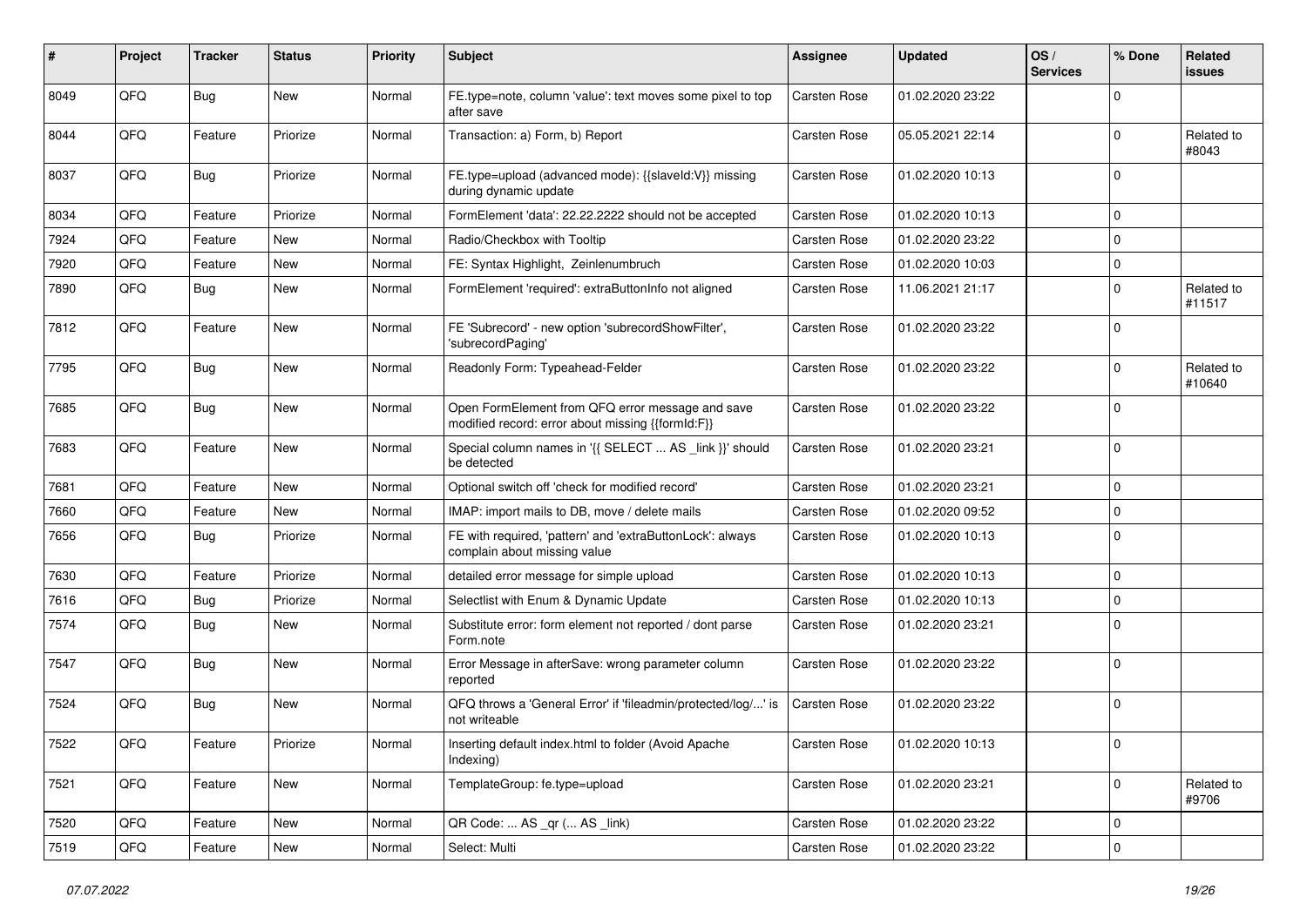| # | Project | Tracker | Status | Priority | Subject | Assignee | Updated | OS / Services | % Done | Related issues |
|---|---|---|---|---|---|---|---|---|---|---|
| 8049 | QFQ | Bug | New | Normal | FE.type=note, column 'value': text moves some pixel to top after save | Carsten Rose | 01.02.2020 23:22 | | 0 | |
| 8044 | QFQ | Feature | Priorize | Normal | Transaction: a) Form, b) Report | Carsten Rose | 05.05.2021 22:14 | | 0 | Related to #8043 |
| 8037 | QFQ | Bug | Priorize | Normal | FE.type=upload (advanced mode): {{slaveId:V}} missing during dynamic update | Carsten Rose | 01.02.2020 10:13 | | 0 | |
| 8034 | QFQ | Feature | Priorize | Normal | FormElement 'data': 22.22.2222 should not be accepted | Carsten Rose | 01.02.2020 10:13 | | 0 | |
| 7924 | QFQ | Feature | New | Normal | Radio/Checkbox with Tooltip | Carsten Rose | 01.02.2020 23:22 | | 0 | |
| 7920 | QFQ | Feature | New | Normal | FE: Syntax Highlight, Zeinlenumbruch | Carsten Rose | 01.02.2020 10:03 | | 0 | |
| 7890 | QFQ | Bug | New | Normal | FormElement 'required': extraButtonInfo not aligned | Carsten Rose | 11.06.2021 21:17 | | 0 | Related to #11517 |
| 7812 | QFQ | Feature | New | Normal | FE 'Subrecord' - new option 'subrecordShowFilter', 'subrecordPaging' | Carsten Rose | 01.02.2020 23:22 | | 0 | |
| 7795 | QFQ | Bug | New | Normal | Readonly Form: Typeahead-Felder | Carsten Rose | 01.02.2020 23:22 | | 0 | Related to #10640 |
| 7685 | QFQ | Bug | New | Normal | Open FormElement from QFQ error message and save modified record: error about missing {{formId:F}} | Carsten Rose | 01.02.2020 23:22 | | 0 | |
| 7683 | QFQ | Feature | New | Normal | Special column names in '{{ SELECT ... AS _link }}' should be detected | Carsten Rose | 01.02.2020 23:21 | | 0 | |
| 7681 | QFQ | Feature | New | Normal | Optional switch off 'check for modified record' | Carsten Rose | 01.02.2020 23:21 | | 0 | |
| 7660 | QFQ | Feature | New | Normal | IMAP: import mails to DB, move / delete mails | Carsten Rose | 01.02.2020 09:52 | | 0 | |
| 7656 | QFQ | Bug | Priorize | Normal | FE with required, 'pattern' and 'extraButtonLock': always complain about missing value | Carsten Rose | 01.02.2020 10:13 | | 0 | |
| 7630 | QFQ | Feature | Priorize | Normal | detailed error message for simple upload | Carsten Rose | 01.02.2020 10:13 | | 0 | |
| 7616 | QFQ | Bug | Priorize | Normal | Selectlist with Enum & Dynamic Update | Carsten Rose | 01.02.2020 10:13 | | 0 | |
| 7574 | QFQ | Bug | New | Normal | Substitute error: form element not reported / dont parse Form.note | Carsten Rose | 01.02.2020 23:21 | | 0 | |
| 7547 | QFQ | Bug | New | Normal | Error Message in afterSave: wrong parameter column reported | Carsten Rose | 01.02.2020 23:22 | | 0 | |
| 7524 | QFQ | Bug | New | Normal | QFQ throws a 'General Error' if 'fileadmin/protected/log/...' is not writeable | Carsten Rose | 01.02.2020 23:22 | | 0 | |
| 7522 | QFQ | Feature | Priorize | Normal | Inserting default index.html to folder (Avoid Apache Indexing) | Carsten Rose | 01.02.2020 10:13 | | 0 | |
| 7521 | QFQ | Feature | New | Normal | TemplateGroup: fe.type=upload | Carsten Rose | 01.02.2020 23:21 | | 0 | Related to #9706 |
| 7520 | QFQ | Feature | New | Normal | QR Code: ... AS _qr ( ... AS _link) | Carsten Rose | 01.02.2020 23:22 | | 0 | |
| 7519 | QFQ | Feature | New | Normal | Select: Multi | Carsten Rose | 01.02.2020 23:22 | | 0 | |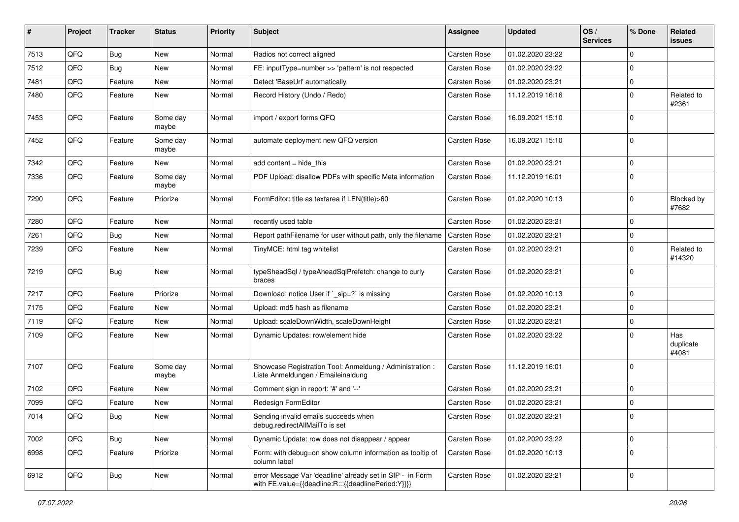| # | Project | Tracker | Status | Priority | Subject | Assignee | Updated | OS / Services | % Done | Related issues |
|---|---|---|---|---|---|---|---|---|---|---|
| 7513 | QFQ | Bug | New | Normal | Radios not correct aligned | Carsten Rose | 01.02.2020 23:22 | | 0 | |
| 7512 | QFQ | Bug | New | Normal | FE: inputType=number >> 'pattern' is not respected | Carsten Rose | 01.02.2020 23:22 | | 0 | |
| 7481 | QFQ | Feature | New | Normal | Detect 'BaseUrl' automatically | Carsten Rose | 01.02.2020 23:21 | | 0 | |
| 7480 | QFQ | Feature | New | Normal | Record History (Undo / Redo) | Carsten Rose | 11.12.2019 16:16 | | 0 | Related to #2361 |
| 7453 | QFQ | Feature | Some day maybe | Normal | import / export forms QFQ | Carsten Rose | 16.09.2021 15:10 | | 0 | |
| 7452 | QFQ | Feature | Some day maybe | Normal | automate deployment new QFQ version | Carsten Rose | 16.09.2021 15:10 | | 0 | |
| 7342 | QFQ | Feature | New | Normal | add content = hide_this | Carsten Rose | 01.02.2020 23:21 | | 0 | |
| 7336 | QFQ | Feature | Some day maybe | Normal | PDF Upload: disallow PDFs with specific Meta information | Carsten Rose | 11.12.2019 16:01 | | 0 | |
| 7290 | QFQ | Feature | Priorize | Normal | FormEditor: title as textarea if LEN(title)>60 | Carsten Rose | 01.02.2020 10:13 | | 0 | Blocked by #7682 |
| 7280 | QFQ | Feature | New | Normal | recently used table | Carsten Rose | 01.02.2020 23:21 | | 0 | |
| 7261 | QFQ | Bug | New | Normal | Report pathFilename for user without path, only the filename | Carsten Rose | 01.02.2020 23:21 | | 0 | |
| 7239 | QFQ | Feature | New | Normal | TinyMCE: html tag whitelist | Carsten Rose | 01.02.2020 23:21 | | 0 | Related to #14320 |
| 7219 | QFQ | Bug | New | Normal | typeSheadSql / typeAheadSqlPrefetch: change to curly braces | Carsten Rose | 01.02.2020 23:21 | | 0 | |
| 7217 | QFQ | Feature | Priorize | Normal | Download: notice User if `_sip=?` is missing | Carsten Rose | 01.02.2020 10:13 | | 0 | |
| 7175 | QFQ | Feature | New | Normal | Upload: md5 hash as filename | Carsten Rose | 01.02.2020 23:21 | | 0 | |
| 7119 | QFQ | Feature | New | Normal | Upload: scaleDownWidth, scaleDownHeight | Carsten Rose | 01.02.2020 23:21 | | 0 | |
| 7109 | QFQ | Feature | New | Normal | Dynamic Updates: row/element hide | Carsten Rose | 01.02.2020 23:22 | | 0 | Has duplicate #4081 |
| 7107 | QFQ | Feature | Some day maybe | Normal | Showcase Registration Tool: Anmeldung / Administration : Liste Anmeldungen / Emaileinaldung | Carsten Rose | 11.12.2019 16:01 | | 0 | |
| 7102 | QFQ | Feature | New | Normal | Comment sign in report: '#' and '--' | Carsten Rose | 01.02.2020 23:21 | | 0 | |
| 7099 | QFQ | Feature | New | Normal | Redesign FormEditor | Carsten Rose | 01.02.2020 23:21 | | 0 | |
| 7014 | QFQ | Bug | New | Normal | Sending invalid emails succeeds when debug.redirectAllMailTo is set | Carsten Rose | 01.02.2020 23:21 | | 0 | |
| 7002 | QFQ | Bug | New | Normal | Dynamic Update: row does not disappear / appear | Carsten Rose | 01.02.2020 23:22 | | 0 | |
| 6998 | QFQ | Feature | Priorize | Normal | Form: with debug=on show column information as tooltip of column label | Carsten Rose | 01.02.2020 10:13 | | 0 | |
| 6912 | QFQ | Bug | New | Normal | error Message Var 'deadline' already set in SIP - in Form with FE.value={{deadline:R:::{{deadlinePeriod:Y}}}} | Carsten Rose | 01.02.2020 23:21 | | 0 | |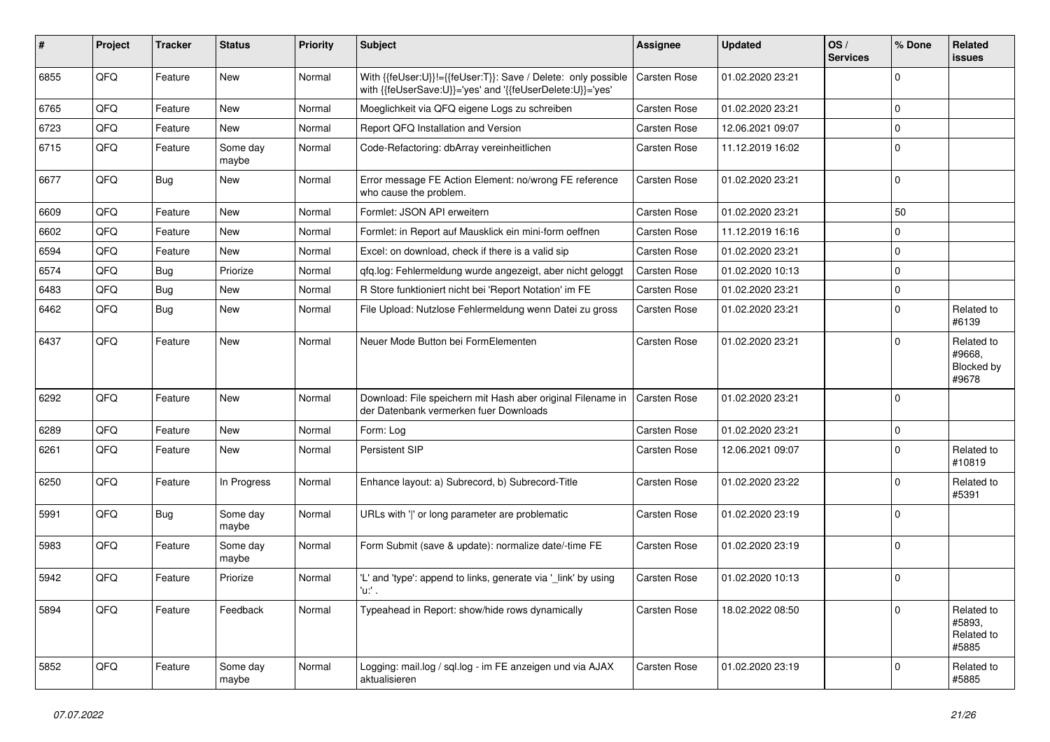| # | Project | Tracker | Status | Priority | Subject | Assignee | Updated | OS / Services | % Done | Related issues |
|---|---|---|---|---|---|---|---|---|---|---|
| 6855 | QFQ | Feature | New | Normal | With {{feUser:U}}!={{feUser:T}}: Save / Delete: only possible with {{feUserSave:U}}='yes' and '{{feUserDelete:U}}='yes' | Carsten Rose | 01.02.2020 23:21 | | 0 | |
| 6765 | QFQ | Feature | New | Normal | Moeglichkeit via QFQ eigene Logs zu schreiben | Carsten Rose | 01.02.2020 23:21 | | 0 | |
| 6723 | QFQ | Feature | New | Normal | Report QFQ Installation and Version | Carsten Rose | 12.06.2021 09:07 | | 0 | |
| 6715 | QFQ | Feature | Some day maybe | Normal | Code-Refactoring: dbArray vereinheitlichen | Carsten Rose | 11.12.2019 16:02 | | 0 | |
| 6677 | QFQ | Bug | New | Normal | Error message FE Action Element: no/wrong FE reference who cause the problem. | Carsten Rose | 01.02.2020 23:21 | | 0 | |
| 6609 | QFQ | Feature | New | Normal | Formlet: JSON API erweitern | Carsten Rose | 01.02.2020 23:21 | | 50 | |
| 6602 | QFQ | Feature | New | Normal | Formlet: in Report auf Mausklick ein mini-form oeffnen | Carsten Rose | 11.12.2019 16:16 | | 0 | |
| 6594 | QFQ | Feature | New | Normal | Excel: on download, check if there is a valid sip | Carsten Rose | 01.02.2020 23:21 | | 0 | |
| 6574 | QFQ | Bug | Priorize | Normal | qfq.log: Fehlermeldung wurde angezeigt, aber nicht geloggt | Carsten Rose | 01.02.2020 10:13 | | 0 | |
| 6483 | QFQ | Bug | New | Normal | R Store funktioniert nicht bei 'Report Notation' im FE | Carsten Rose | 01.02.2020 23:21 | | 0 | |
| 6462 | QFQ | Bug | New | Normal | File Upload: Nutzlose Fehlermeldung wenn Datei zu gross | Carsten Rose | 01.02.2020 23:21 | | 0 | Related to #6139 |
| 6437 | QFQ | Feature | New | Normal | Neuer Mode Button bei FormElementen | Carsten Rose | 01.02.2020 23:21 | | 0 | Related to #9668, Blocked by #9678 |
| 6292 | QFQ | Feature | New | Normal | Download: File speichern mit Hash aber original Filename in der Datenbank vermerken fuer Downloads | Carsten Rose | 01.02.2020 23:21 | | 0 | |
| 6289 | QFQ | Feature | New | Normal | Form: Log | Carsten Rose | 01.02.2020 23:21 | | 0 | |
| 6261 | QFQ | Feature | New | Normal | Persistent SIP | Carsten Rose | 12.06.2021 09:07 | | 0 | Related to #10819 |
| 6250 | QFQ | Feature | In Progress | Normal | Enhance layout: a) Subrecord, b) Subrecord-Title | Carsten Rose | 01.02.2020 23:22 | | 0 | Related to #5391 |
| 5991 | QFQ | Bug | Some day maybe | Normal | URLs with '\|' or long parameter are problematic | Carsten Rose | 01.02.2020 23:19 | | 0 | |
| 5983 | QFQ | Feature | Some day maybe | Normal | Form Submit (save & update): normalize date/-time FE | Carsten Rose | 01.02.2020 23:19 | | 0 | |
| 5942 | QFQ | Feature | Priorize | Normal | 'L' and 'type': append to links, generate via '_link' by using 'u:' . | Carsten Rose | 01.02.2020 10:13 | | 0 | |
| 5894 | QFQ | Feature | Feedback | Normal | Typeahead in Report: show/hide rows dynamically | Carsten Rose | 18.02.2022 08:50 | | 0 | Related to #5893, Related to #5885 |
| 5852 | QFQ | Feature | Some day maybe | Normal | Logging: mail.log / sql.log - im FE anzeigen und via AJAX aktualisieren | Carsten Rose | 01.02.2020 23:19 | | 0 | Related to #5885 |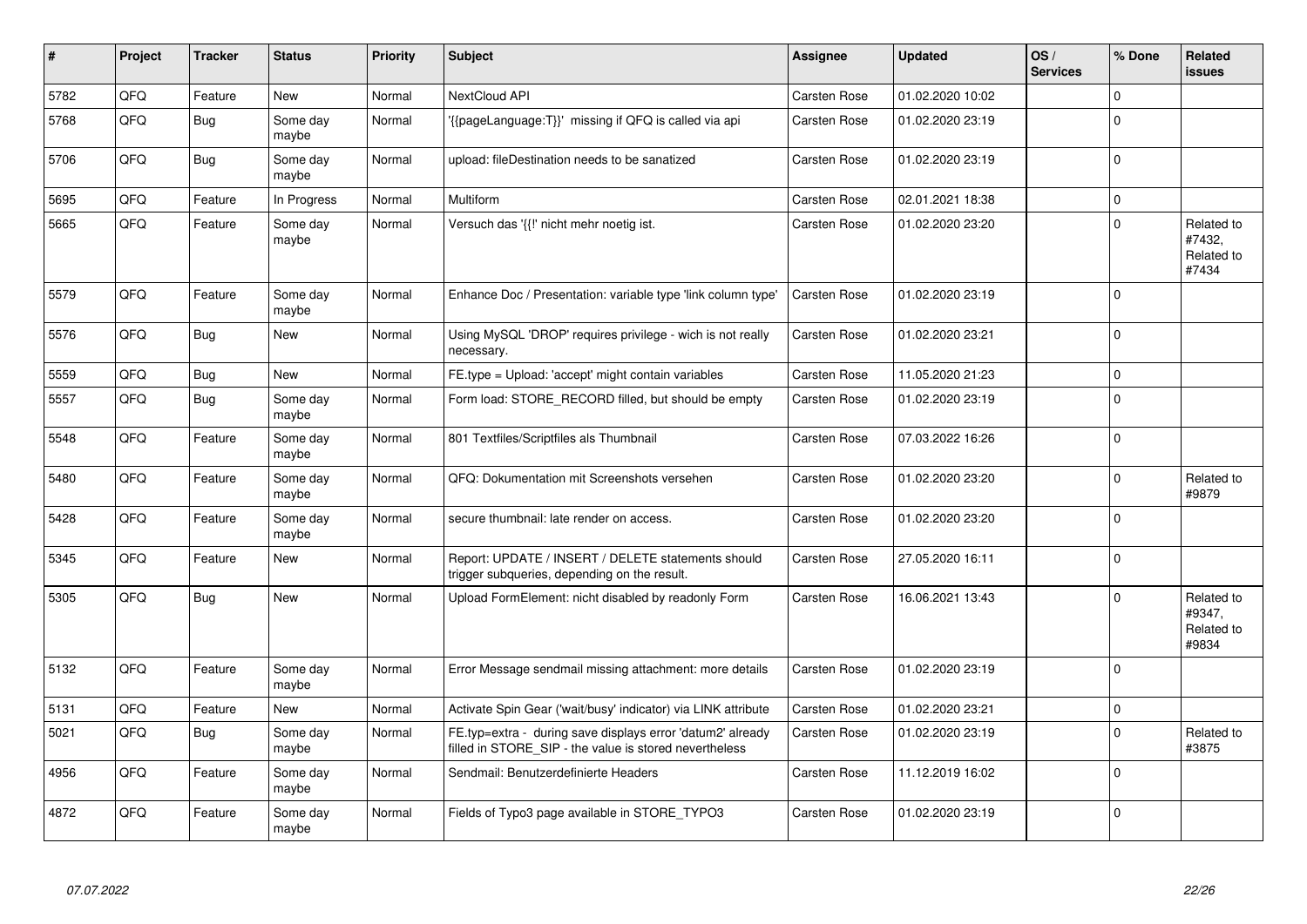| # | Project | Tracker | Status | Priority | Subject | Assignee | Updated | OS / Services | % Done | Related issues |
|---|---|---|---|---|---|---|---|---|---|---|
| 5782 | QFQ | Feature | New | Normal | NextCloud API | Carsten Rose | 01.02.2020 10:02 | | 0 | |
| 5768 | QFQ | Bug | Some day maybe | Normal | '{{pageLanguage:T}}' missing if QFQ is called via api | Carsten Rose | 01.02.2020 23:19 | | 0 | |
| 5706 | QFQ | Bug | Some day maybe | Normal | upload: fileDestination needs to be sanatized | Carsten Rose | 01.02.2020 23:19 | | 0 | |
| 5695 | QFQ | Feature | In Progress | Normal | Multiform | Carsten Rose | 02.01.2021 18:38 | | 0 | |
| 5665 | QFQ | Feature | Some day maybe | Normal | Versuch das '{{!' nicht mehr noetig ist. | Carsten Rose | 01.02.2020 23:20 | | 0 | Related to #7432, Related to #7434 |
| 5579 | QFQ | Feature | Some day maybe | Normal | Enhance Doc / Presentation: variable type 'link column type' | Carsten Rose | 01.02.2020 23:19 | | 0 | |
| 5576 | QFQ | Bug | New | Normal | Using MySQL 'DROP' requires privilege - wich is not really necessary. | Carsten Rose | 01.02.2020 23:21 | | 0 | |
| 5559 | QFQ | Bug | New | Normal | FE.type = Upload: 'accept' might contain variables | Carsten Rose | 11.05.2020 21:23 | | 0 | |
| 5557 | QFQ | Bug | Some day maybe | Normal | Form load: STORE_RECORD filled, but should be empty | Carsten Rose | 01.02.2020 23:19 | | 0 | |
| 5548 | QFQ | Feature | Some day maybe | Normal | 801 Textfiles/Scriptfiles als Thumbnail | Carsten Rose | 07.03.2022 16:26 | | 0 | |
| 5480 | QFQ | Feature | Some day maybe | Normal | QFQ: Dokumentation mit Screenshots versehen | Carsten Rose | 01.02.2020 23:20 | | 0 | Related to #9879 |
| 5428 | QFQ | Feature | Some day maybe | Normal | secure thumbnail: late render on access. | Carsten Rose | 01.02.2020 23:20 | | 0 | |
| 5345 | QFQ | Feature | New | Normal | Report: UPDATE / INSERT / DELETE statements should trigger subqueries, depending on the result. | Carsten Rose | 27.05.2020 16:11 | | 0 | |
| 5305 | QFQ | Bug | New | Normal | Upload FormElement: nicht disabled by readonly Form | Carsten Rose | 16.06.2021 13:43 | | 0 | Related to #9347, Related to #9834 |
| 5132 | QFQ | Feature | Some day maybe | Normal | Error Message sendmail missing attachment: more details | Carsten Rose | 01.02.2020 23:19 | | 0 | |
| 5131 | QFQ | Feature | New | Normal | Activate Spin Gear ('wait/busy' indicator) via LINK attribute | Carsten Rose | 01.02.2020 23:21 | | 0 | |
| 5021 | QFQ | Bug | Some day maybe | Normal | FE.typ=extra - during save displays error 'datum2' already filled in STORE_SIP - the value is stored nevertheless | Carsten Rose | 01.02.2020 23:19 | | 0 | Related to #3875 |
| 4956 | QFQ | Feature | Some day maybe | Normal | Sendmail: Benutzerdefinierte Headers | Carsten Rose | 11.12.2019 16:02 | | 0 | |
| 4872 | QFQ | Feature | Some day maybe | Normal | Fields of Typo3 page available in STORE_TYPO3 | Carsten Rose | 01.02.2020 23:19 | | 0 | |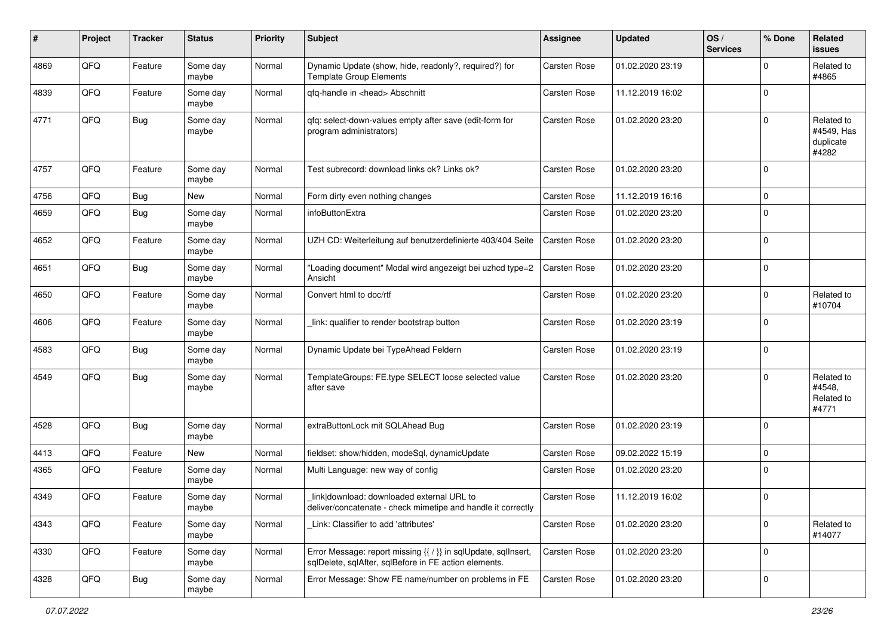| # | Project | Tracker | Status | Priority | Subject | Assignee | Updated | OS / Services | % Done | Related issues |
|---|---|---|---|---|---|---|---|---|---|---|
| 4869 | QFQ | Feature | Some day maybe | Normal | Dynamic Update (show, hide, readonly?, required?) for Template Group Elements | Carsten Rose | 01.02.2020 23:19 | | 0 | Related to #4865 |
| 4839 | QFQ | Feature | Some day maybe | Normal | qfq-handle in <head> Abschnitt | Carsten Rose | 11.12.2019 16:02 | | 0 | |
| 4771 | QFQ | Bug | Some day maybe | Normal | qfq: select-down-values empty after save (edit-form for program administrators) | Carsten Rose | 01.02.2020 23:20 | | 0 | Related to #4549, Has duplicate #4282 |
| 4757 | QFQ | Feature | Some day maybe | Normal | Test subrecord: download links ok? Links ok? | Carsten Rose | 01.02.2020 23:20 | | 0 | |
| 4756 | QFQ | Bug | New | Normal | Form dirty even nothing changes | Carsten Rose | 11.12.2019 16:16 | | 0 | |
| 4659 | QFQ | Bug | Some day maybe | Normal | infoButtonExtra | Carsten Rose | 01.02.2020 23:20 | | 0 | |
| 4652 | QFQ | Feature | Some day maybe | Normal | UZH CD: Weiterleitung auf benutzerdefinierte 403/404 Seite | Carsten Rose | 01.02.2020 23:20 | | 0 | |
| 4651 | QFQ | Bug | Some day maybe | Normal | "Loading document" Modal wird angezeigt bei uzhcd type=2 Ansicht | Carsten Rose | 01.02.2020 23:20 | | 0 | |
| 4650 | QFQ | Feature | Some day maybe | Normal | Convert html to doc/rtf | Carsten Rose | 01.02.2020 23:20 | | 0 | Related to #10704 |
| 4606 | QFQ | Feature | Some day maybe | Normal | _link: qualifier to render bootstrap button | Carsten Rose | 01.02.2020 23:19 | | 0 | |
| 4583 | QFQ | Bug | Some day maybe | Normal | Dynamic Update bei TypeAhead Feldern | Carsten Rose | 01.02.2020 23:19 | | 0 | |
| 4549 | QFQ | Bug | Some day maybe | Normal | TemplateGroups: FE.type SELECT loose selected value after save | Carsten Rose | 01.02.2020 23:20 | | 0 | Related to #4548, Related to #4771 |
| 4528 | QFQ | Bug | Some day maybe | Normal | extraButtonLock mit SQLAhead Bug | Carsten Rose | 01.02.2020 23:19 | | 0 | |
| 4413 | QFQ | Feature | New | Normal | fieldset: show/hidden, modeSql, dynamicUpdate | Carsten Rose | 09.02.2022 15:19 | | 0 | |
| 4365 | QFQ | Feature | Some day maybe | Normal | Multi Language: new way of config | Carsten Rose | 01.02.2020 23:20 | | 0 | |
| 4349 | QFQ | Feature | Some day maybe | Normal | link\|download: downloaded external URL to deliver/concatenate - check mimetipe and handle it correctly | Carsten Rose | 11.12.2019 16:02 | | 0 | |
| 4343 | QFQ | Feature | Some day maybe | Normal | _Link: Classifier to add 'attributes' | Carsten Rose | 01.02.2020 23:20 | | 0 | Related to #14077 |
| 4330 | QFQ | Feature | Some day maybe | Normal | Error Message: report missing {{ / }} in sqlUpdate, sqlInsert, sqlDelete, sqlAfter, sqlBefore in FE action elements. | Carsten Rose | 01.02.2020 23:20 | | 0 | |
| 4328 | QFQ | Bug | Some day maybe | Normal | Error Message: Show FE name/number on problems in FE | Carsten Rose | 01.02.2020 23:20 | | 0 | |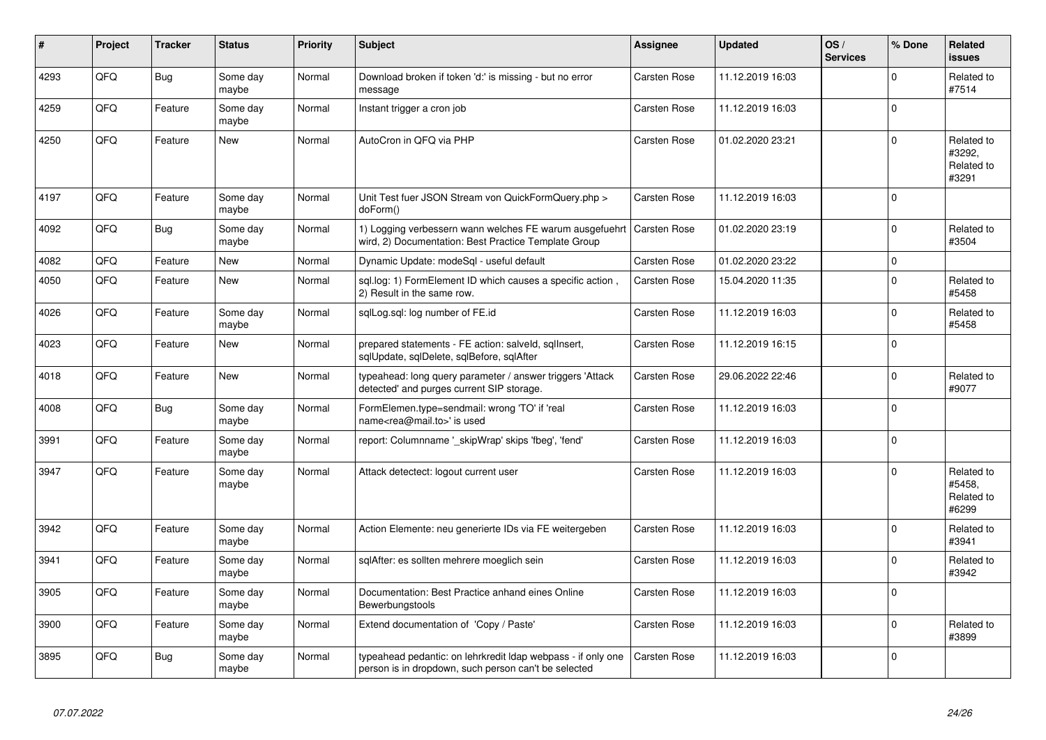| # | Project | Tracker | Status | Priority | Subject | Assignee | Updated | OS / Services | % Done | Related issues |
|---|---|---|---|---|---|---|---|---|---|---|
| 4293 | QFQ | Bug | Some day maybe | Normal | Download broken if token 'd:' is missing - but no error message | Carsten Rose | 11.12.2019 16:03 | | 0 | Related to #7514 |
| 4259 | QFQ | Feature | Some day maybe | Normal | Instant trigger a cron job | Carsten Rose | 11.12.2019 16:03 | | 0 | |
| 4250 | QFQ | Feature | New | Normal | AutoCron in QFQ via PHP | Carsten Rose | 01.02.2020 23:21 | | 0 | Related to #3292, Related to #3291 |
| 4197 | QFQ | Feature | Some day maybe | Normal | Unit Test fuer JSON Stream von QuickFormQuery.php > doForm() | Carsten Rose | 11.12.2019 16:03 | | 0 | |
| 4092 | QFQ | Bug | Some day maybe | Normal | 1) Logging verbessern wann welches FE warum ausgefuehrt wird, 2) Documentation: Best Practice Template Group | Carsten Rose | 01.02.2020 23:19 | | 0 | Related to #3504 |
| 4082 | QFQ | Feature | New | Normal | Dynamic Update: modeSql - useful default | Carsten Rose | 01.02.2020 23:22 | | 0 | |
| 4050 | QFQ | Feature | New | Normal | sql.log: 1) FormElement ID which causes a specific action , 2) Result in the same row. | Carsten Rose | 15.04.2020 11:35 | | 0 | Related to #5458 |
| 4026 | QFQ | Feature | Some day maybe | Normal | sqlLog.sql: log number of FE.id | Carsten Rose | 11.12.2019 16:03 | | 0 | Related to #5458 |
| 4023 | QFQ | Feature | New | Normal | prepared statements - FE action: salveld, sqlInsert, sqlUpdate, sqlDelete, sqlBefore, sqlAfter | Carsten Rose | 11.12.2019 16:15 | | 0 | |
| 4018 | QFQ | Feature | New | Normal | typeahead: long query parameter / answer triggers 'Attack detected' and purges current SIP storage. | Carsten Rose | 29.06.2022 22:46 | | 0 | Related to #9077 |
| 4008 | QFQ | Bug | Some day maybe | Normal | FormElemen.type=sendmail: wrong 'TO' if 'real name<rea@mail.to>' is used | Carsten Rose | 11.12.2019 16:03 | | 0 | |
| 3991 | QFQ | Feature | Some day maybe | Normal | report: Columnname '_skipWrap' skips 'fbeg', 'fend' | Carsten Rose | 11.12.2019 16:03 | | 0 | |
| 3947 | QFQ | Feature | Some day maybe | Normal | Attack detectect: logout current user | Carsten Rose | 11.12.2019 16:03 | | 0 | Related to #5458, Related to #6299 |
| 3942 | QFQ | Feature | Some day maybe | Normal | Action Elemente: neu generierte IDs via FE weitergeben | Carsten Rose | 11.12.2019 16:03 | | 0 | Related to #3941 |
| 3941 | QFQ | Feature | Some day maybe | Normal | sqlAfter: es sollten mehrere moeglich sein | Carsten Rose | 11.12.2019 16:03 | | 0 | Related to #3942 |
| 3905 | QFQ | Feature | Some day maybe | Normal | Documentation: Best Practice anhand eines Online Bewerbungstools | Carsten Rose | 11.12.2019 16:03 | | 0 | |
| 3900 | QFQ | Feature | Some day maybe | Normal | Extend documentation of 'Copy / Paste' | Carsten Rose | 11.12.2019 16:03 | | 0 | Related to #3899 |
| 3895 | QFQ | Bug | Some day maybe | Normal | typeahead pedantic: on lehrkredit ldap webpass - if only one person is in dropdown, such person can't be selected | Carsten Rose | 11.12.2019 16:03 | | 0 | |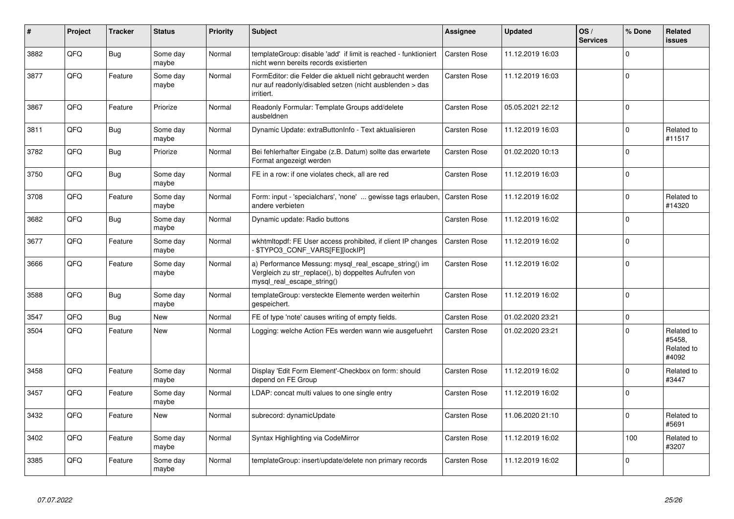| # | Project | Tracker | Status | Priority | Subject | Assignee | Updated | OS / Services | % Done | Related issues |
|---|---|---|---|---|---|---|---|---|---|---|
| 3882 | QFQ | Bug | Some day maybe | Normal | templateGroup: disable 'add' if limit is reached - funktioniert nicht wenn bereits records existierten | Carsten Rose | 11.12.2019 16:03 | | 0 | |
| 3877 | QFQ | Feature | Some day maybe | Normal | FormEditor: die Felder die aktuell nicht gebraucht werden nur auf readonly/disabled setzen (nicht ausblenden > das irritiert. | Carsten Rose | 11.12.2019 16:03 | | 0 | |
| 3867 | QFQ | Feature | Priorize | Normal | Readonly Formular: Template Groups add/delete ausbeldnen | Carsten Rose | 05.05.2021 22:12 | | 0 | |
| 3811 | QFQ | Bug | Some day maybe | Normal | Dynamic Update: extraButtonInfo - Text aktualisieren | Carsten Rose | 11.12.2019 16:03 | | 0 | Related to #11517 |
| 3782 | QFQ | Bug | Priorize | Normal | Bei fehlerhafter Eingabe (z.B. Datum) sollte das erwartete Format angezeigt werden | Carsten Rose | 01.02.2020 10:13 | | 0 | |
| 3750 | QFQ | Bug | Some day maybe | Normal | FE in a row: if one violates check, all are red | Carsten Rose | 11.12.2019 16:03 | | 0 | |
| 3708 | QFQ | Feature | Some day maybe | Normal | Form: input - 'specialchars', 'none' ... gewisse tags erlauben, andere verbieten | Carsten Rose | 11.12.2019 16:02 | | 0 | Related to #14320 |
| 3682 | QFQ | Bug | Some day maybe | Normal | Dynamic update: Radio buttons | Carsten Rose | 11.12.2019 16:02 | | 0 | |
| 3677 | QFQ | Feature | Some day maybe | Normal | wkhtmltopdf: FE User access prohibited, if client IP changes - $TYPO3_CONF_VARS[FE][lockIP] | Carsten Rose | 11.12.2019 16:02 | | 0 | |
| 3666 | QFQ | Feature | Some day maybe | Normal | a) Performance Messung: mysql_real_escape_string() im Vergleich zu str_replace(), b) doppeltes Aufrufen von mysql_real_escape_string() | Carsten Rose | 11.12.2019 16:02 | | 0 | |
| 3588 | QFQ | Bug | Some day maybe | Normal | templateGroup: versteckte Elemente werden weiterhin gespeichert. | Carsten Rose | 11.12.2019 16:02 | | 0 | |
| 3547 | QFQ | Bug | New | Normal | FE of type 'note' causes writing of empty fields. | Carsten Rose | 01.02.2020 23:21 | | 0 | |
| 3504 | QFQ | Feature | New | Normal | Logging: welche Action FEs werden wann wie ausgefuehrt | Carsten Rose | 01.02.2020 23:21 | | 0 | Related to #5458, Related to #4092 |
| 3458 | QFQ | Feature | Some day maybe | Normal | Display 'Edit Form Element'-Checkbox on form: should depend on FE Group | Carsten Rose | 11.12.2019 16:02 | | 0 | Related to #3447 |
| 3457 | QFQ | Feature | Some day maybe | Normal | LDAP: concat multi values to one single entry | Carsten Rose | 11.12.2019 16:02 | | 0 | |
| 3432 | QFQ | Feature | New | Normal | subrecord: dynamicUpdate | Carsten Rose | 11.06.2020 21:10 | | 0 | Related to #5691 |
| 3402 | QFQ | Feature | Some day maybe | Normal | Syntax Highlighting via CodeMirror | Carsten Rose | 11.12.2019 16:02 | | 100 | Related to #3207 |
| 3385 | QFQ | Feature | Some day maybe | Normal | templateGroup: insert/update/delete non primary records | Carsten Rose | 11.12.2019 16:02 | | 0 | |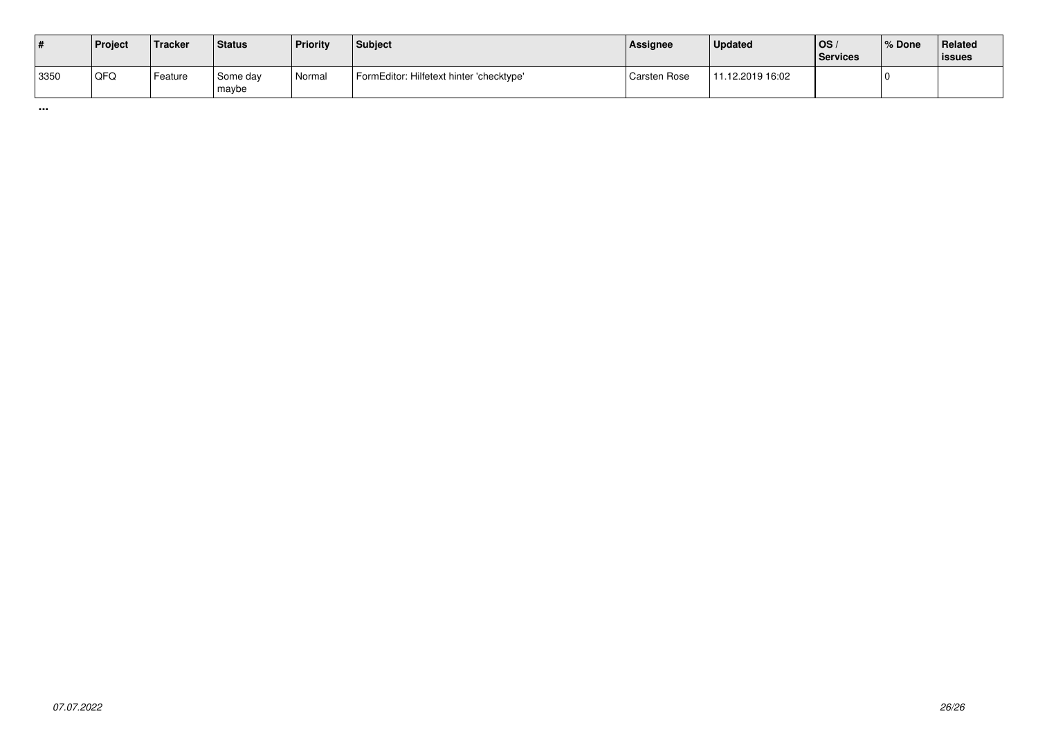| # | Project | Tracker | Status | Priority | Subject | Assignee | Updated | OS / Services | % Done | Related issues |
|---|---|---|---|---|---|---|---|---|---|---|
| 3350 | QFQ | Feature | Some day maybe | Normal | FormEditor: Hilfetext hinter 'checktype' | Carsten Rose | 11.12.2019 16:02 | | 0 | |

...